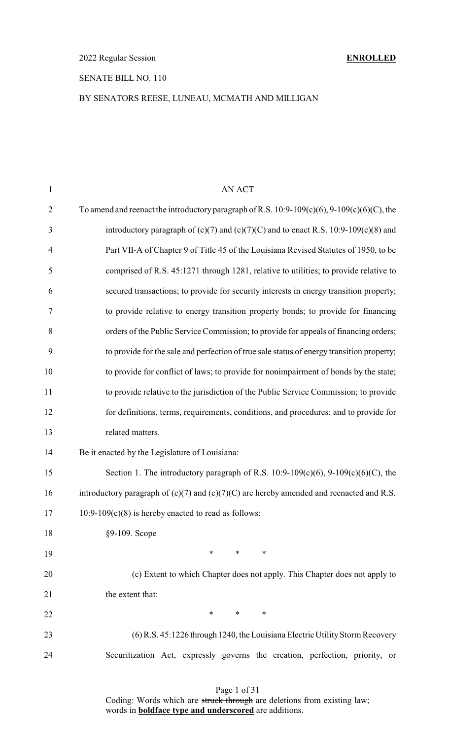2022 Regular Session **ENROLLED**

SENATE BILL NO. 110

BY SENATORS REESE, LUNEAU, MCMATH AND MILLIGAN

AN ACT

To amend and reenact the introductory paragraph of R.S. 10:9-109(c)(6), 9-109(c)(6)(C), the introductory paragraph of (c)(7) and (c)(7)(C) and to enact R.S. 10:9-109(c)(8) and Part VII-A of Chapter 9 of Title 45 of the Louisiana Revised Statutes of 1950, to be comprised of R.S. 45:1271 through 1281, relative to utilities; to provide relative to secured transactions; to provide for security interests in energy transition property; to provide relative to energy transition property bonds; to provide for financing orders of the Public Service Commission; to provide for appeals of financing orders; to provide for the sale and perfection of true sale status of energy transition property; to provide for conflict of laws; to provide for nonimpairment of bonds by the state; to provide relative to the jurisdiction of the Public Service Commission; to provide for definitions, terms, requirements, conditions, and procedures; and to provide for related matters.

Be it enacted by the Legislature of Louisiana:

Section 1. The introductory paragraph of R.S. 10:9-109(c)(6), 9-109(c)(6)(C), the introductory paragraph of (c)(7) and (c)(7)(C) are hereby amended and reenacted and R.S. 10:9-109(c)(8) is hereby enacted to read as follows:

§9-109. Scope

\* \* \*

(c) Extent to which Chapter does not apply. This Chapter does not apply to the extent that:

\* \* \*

(6) R.S. 45:1226 through 1240, the Louisiana Electric Utility Storm Recovery Securitization Act, expressly governs the creation, perfection, priority, or

Coding: Words which are ~~struck through~~ are deletions from existing law; words in **boldface type and underscored** are additions.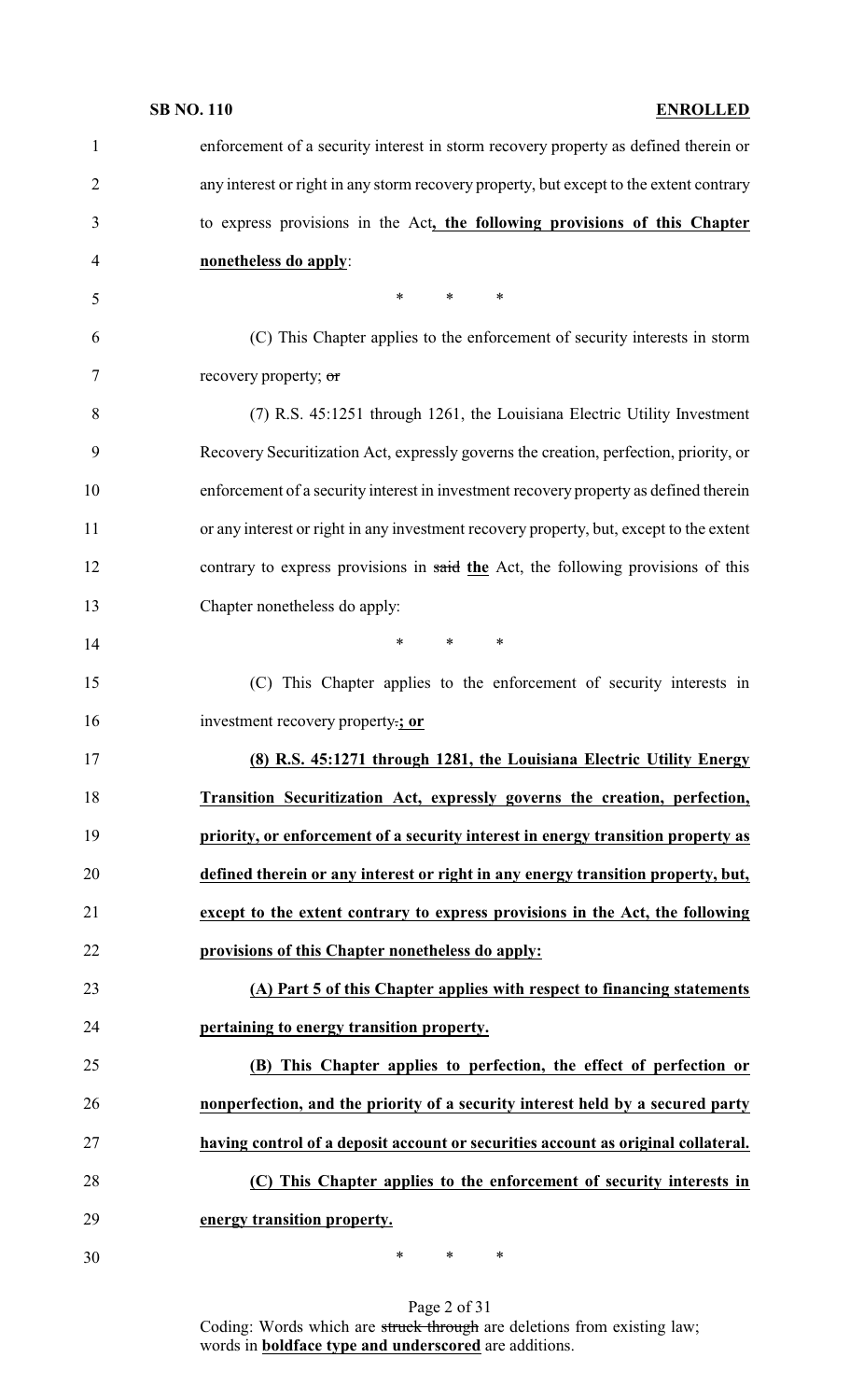enforcement of a security interest in storm recovery property as defined therein or any interest or right in any storm recovery property, but except to the extent contrary to express provisions in the Act**, the following provisions of this Chapter nonetheless do apply**:

\* \* \*

(C) This Chapter applies to the enforcement of security interests in storm recovery property; ~~or~~

(7) R.S. 45:1251 through 1261, the Louisiana Electric Utility Investment Recovery Securitization Act, expressly governs the creation, perfection, priority, or enforcement of a security interest in investment recovery property as defined therein or any interest or right in any investment recovery property, but, except to the extent contrary to express provisions in ~~said~~ **the** Act, the following provisions of this Chapter nonetheless do apply:

\* \* \*

(C) This Chapter applies to the enforcement of security interests in investment recovery property~~.~~**; or**

**(8) R.S. 45:1271 through 1281, the Louisiana Electric Utility Energy Transition Securitization Act, expressly governs the creation, perfection, priority, or enforcement of a security interest in energy transition property as defined therein or any interest or right in any energy transition property, but, except to the extent contrary to express provisions in the Act, the following provisions of this Chapter nonetheless do apply:**

**(A) Part 5 of this Chapter applies with respect to financing statements pertaining to energy transition property.**

**(B) This Chapter applies to perfection, the effect of perfection or nonperfection, and the priority of a security interest held by a secured party having control of a deposit account or securities account as original collateral.**

**(C) This Chapter applies to the enforcement of security interests in energy transition property.**

\* \* \*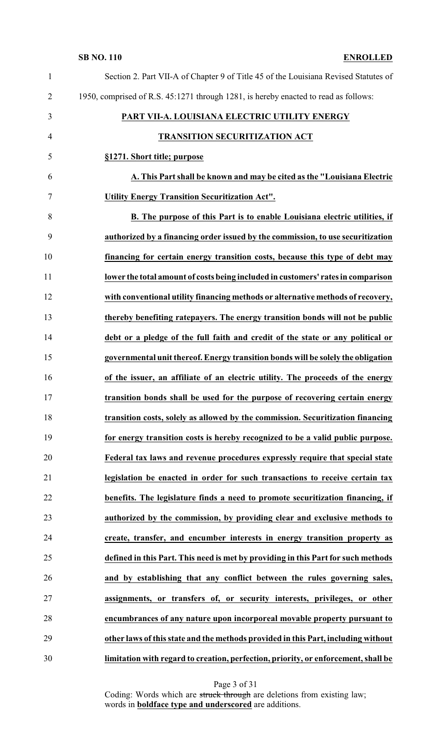Section 2. Part VII-A of Chapter 9 of Title 45 of the Louisiana Revised Statutes of 1950, comprised of R.S. 45:1271 through 1281, is hereby enacted to read as follows:

**PART VII-A. LOUISIANA ELECTRIC UTILITY ENERGY TRANSITION SECURITIZATION ACT**

**§1271. Short title; purpose**

**A. This Part shall be known and may be cited as the "Louisiana Electric Utility Energy Transition Securitization Act".**

**B. The purpose of this Part is to enable Louisiana electric utilities, if authorized by a financing order issued by the commission, to use securitization financing for certain energy transition costs, because this type of debt may lower the total amount of costs being included in customers' rates in comparison with conventional utility financing methods or alternative methods of recovery, thereby benefiting ratepayers. The energy transition bonds will not be public debt or a pledge of the full faith and credit of the state or any political or governmental unit thereof. Energy transition bonds will be solely the obligation of the issuer, an affiliate of an electric utility. The proceeds of the energy transition bonds shall be used for the purpose of recovering certain energy transition costs, solely as allowed by the commission. Securitization financing for energy transition costs is hereby recognized to be a valid public purpose. Federal tax laws and revenue procedures expressly require that special state legislation be enacted in order for such transactions to receive certain tax benefits. The legislature finds a need to promote securitization financing, if authorized by the commission, by providing clear and exclusive methods to create, transfer, and encumber interests in energy transition property as defined in this Part. This need is met by providing in this Part for such methods and by establishing that any conflict between the rules governing sales, assignments, or transfers of, or security interests, privileges, or other encumbrances of any nature upon incorporeal movable property pursuant to other laws of this state and the methods provided in this Part, including without limitation with regard to creation, perfection, priority, or enforcement, shall be**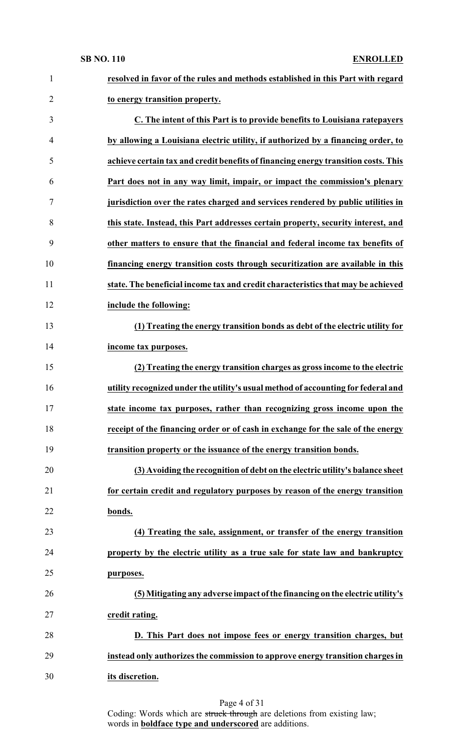**resolved in favor of the rules and methods established in this Part with regard to energy transition property.**

**C. The intent of this Part is to provide benefits to Louisiana ratepayers by allowing a Louisiana electric utility, if authorized by a financing order, to achieve certain tax and credit benefits of financing energy transition costs. This Part does not in any way limit, impair, or impact the commission's plenary jurisdiction over the rates charged and services rendered by public utilities in this state. Instead, this Part addresses certain property, security interest, and other matters to ensure that the financial and federal income tax benefits of financing energy transition costs through securitization are available in this state. The beneficial income tax and credit characteristics that may be achieved include the following:**

**(1) Treating the energy transition bonds as debt of the electric utility for income tax purposes.**

**(2) Treating the energy transition charges as gross income to the electric utility recognized under the utility's usual method of accounting for federal and state income tax purposes, rather than recognizing gross income upon the receipt of the financing order or of cash in exchange for the sale of the energy transition property or the issuance of the energy transition bonds.**

**(3) Avoiding the recognition of debt on the electric utility's balance sheet for certain credit and regulatory purposes by reason of the energy transition bonds.**

**(4) Treating the sale, assignment, or transfer of the energy transition property by the electric utility as a true sale for state law and bankruptcy purposes.**

**(5) Mitigating any adverse impact of the financing on the electric utility's credit rating.**

**D. This Part does not impose fees or energy transition charges, but instead only authorizes the commission to approve energy transition charges in its discretion.**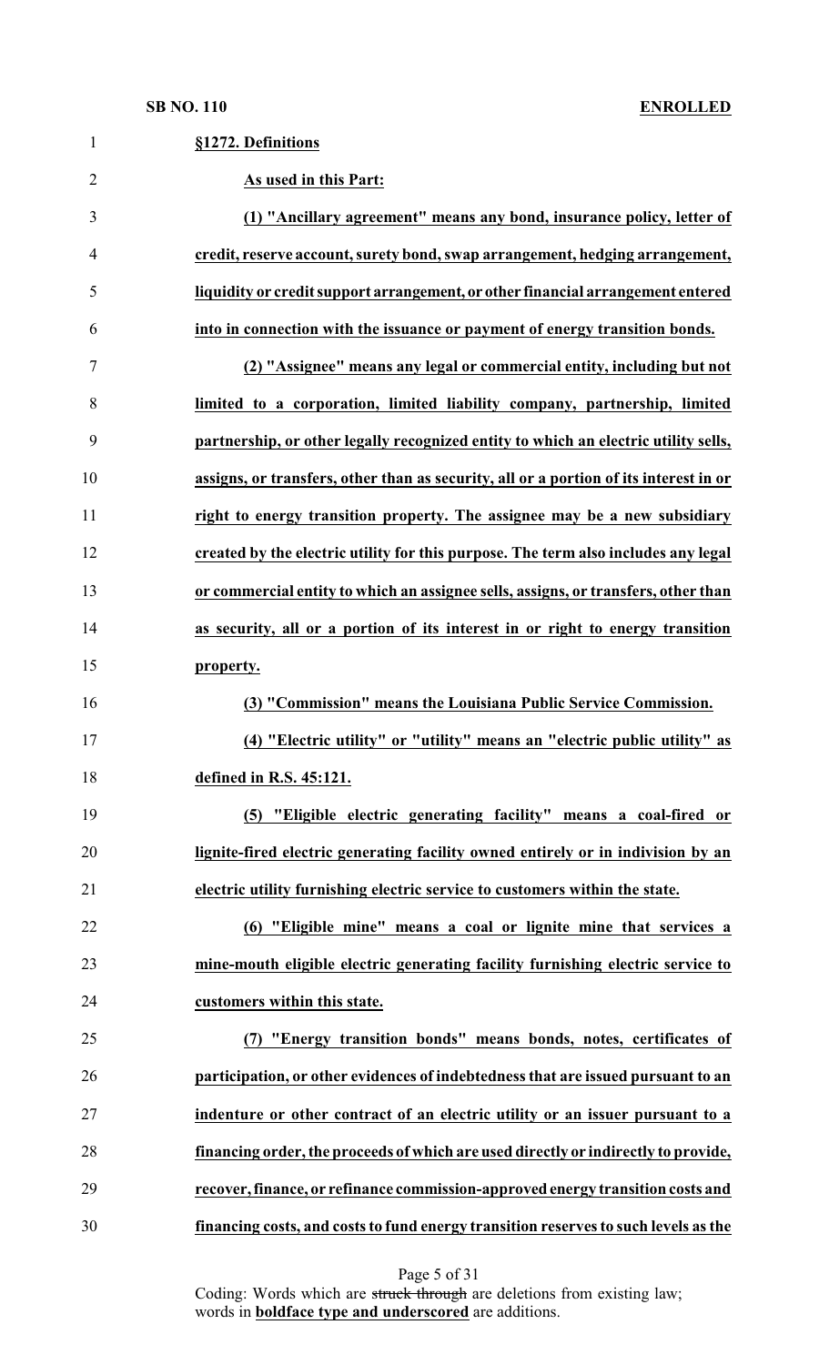**§1272. Definitions**

**As used in this Part:**

**(1) "Ancillary agreement" means any bond, insurance policy, letter of credit, reserve account, surety bond, swap arrangement, hedging arrangement, liquidity or credit support arrangement, or other financial arrangement entered into in connection with the issuance or payment of energy transition bonds.**

**(2) "Assignee" means any legal or commercial entity, including but not limited to a corporation, limited liability company, partnership, limited partnership, or other legally recognized entity to which an electric utility sells, assigns, or transfers, other than as security, all or a portion of its interest in or right to energy transition property. The assignee may be a new subsidiary created by the electric utility for this purpose. The term also includes any legal or commercial entity to which an assignee sells, assigns, or transfers, other than as security, all or a portion of its interest in or right to energy transition property.**

**(3) "Commission" means the Louisiana Public Service Commission.**

**(4) "Electric utility" or "utility" means an "electric public utility" as defined in R.S. 45:121.**

**(5) "Eligible electric generating facility" means a coal-fired or lignite-fired electric generating facility owned entirely or in indivision by an electric utility furnishing electric service to customers within the state.**

**(6) "Eligible mine" means a coal or lignite mine that services a mine-mouth eligible electric generating facility furnishing electric service to customers within this state.**

**(7) "Energy transition bonds" means bonds, notes, certificates of participation, or other evidences of indebtedness that are issued pursuant to an indenture or other contract of an electric utility or an issuer pursuant to a financing order, the proceeds of which are used directly or indirectly to provide, recover, finance, or refinance commission-approved energy transition costs and financing costs, and costs to fund energy transition reserves to such levels as the**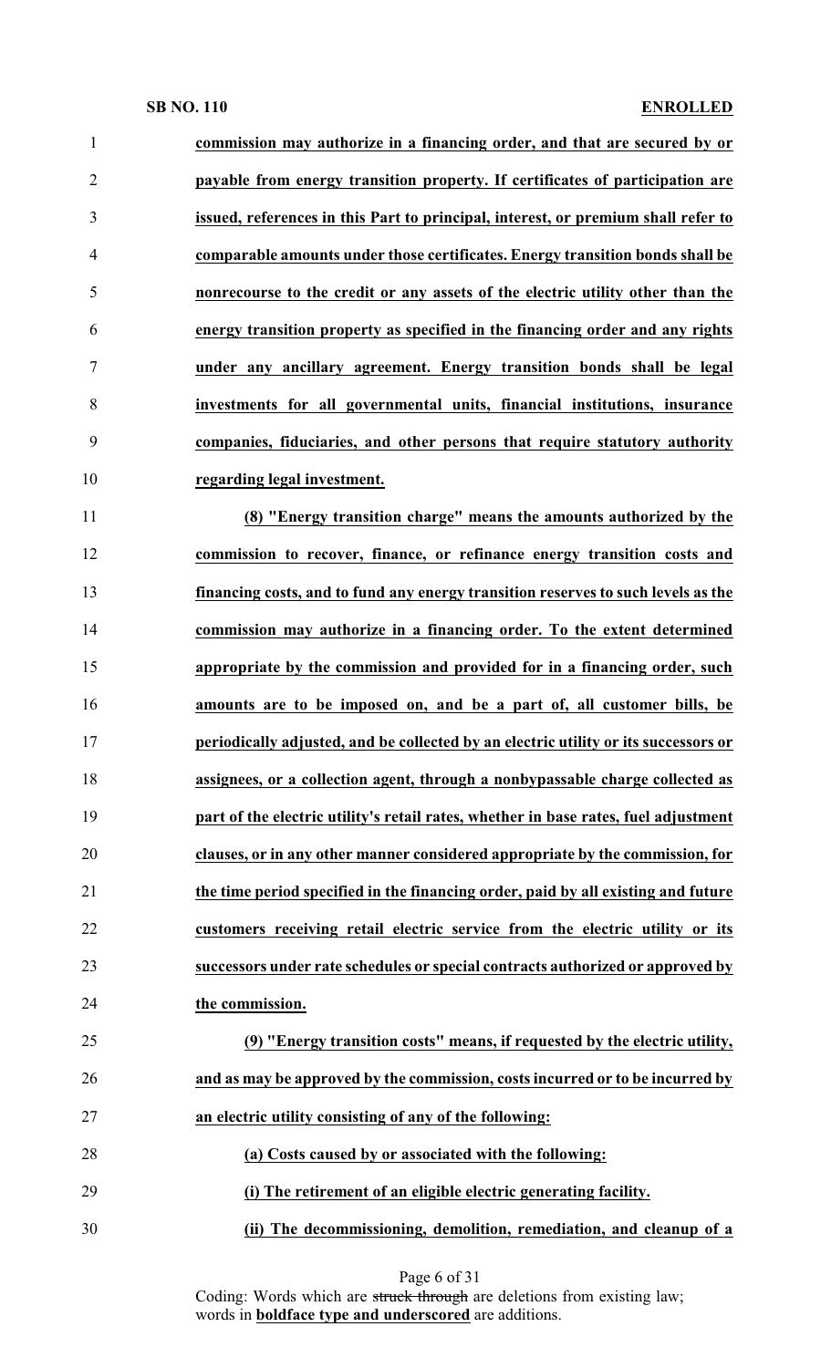**commission may authorize in a financing order, and that are secured by or payable from energy transition property. If certificates of participation are issued, references in this Part to principal, interest, or premium shall refer to comparable amounts under those certificates. Energy transition bonds shall be nonrecourse to the credit or any assets of the electric utility other than the energy transition property as specified in the financing order and any rights under any ancillary agreement. Energy transition bonds shall be legal investments for all governmental units, financial institutions, insurance companies, fiduciaries, and other persons that require statutory authority regarding legal investment.**

**(8) "Energy transition charge" means the amounts authorized by the commission to recover, finance, or refinance energy transition costs and financing costs, and to fund any energy transition reserves to such levels as the commission may authorize in a financing order. To the extent determined appropriate by the commission and provided for in a financing order, such amounts are to be imposed on, and be a part of, all customer bills, be periodically adjusted, and be collected by an electric utility or its successors or assignees, or a collection agent, through a nonbypassable charge collected as part of the electric utility's retail rates, whether in base rates, fuel adjustment clauses, or in any other manner considered appropriate by the commission, for the time period specified in the financing order, paid by all existing and future customers receiving retail electric service from the electric utility or its successors under rate schedules or special contracts authorized or approved by the commission.**

**(9) "Energy transition costs" means, if requested by the electric utility, and as may be approved by the commission, costs incurred or to be incurred by an electric utility consisting of any of the following:**

**(a) Costs caused by or associated with the following:**

**(i) The retirement of an eligible electric generating facility.**

**(ii) The decommissioning, demolition, remediation, and cleanup of a**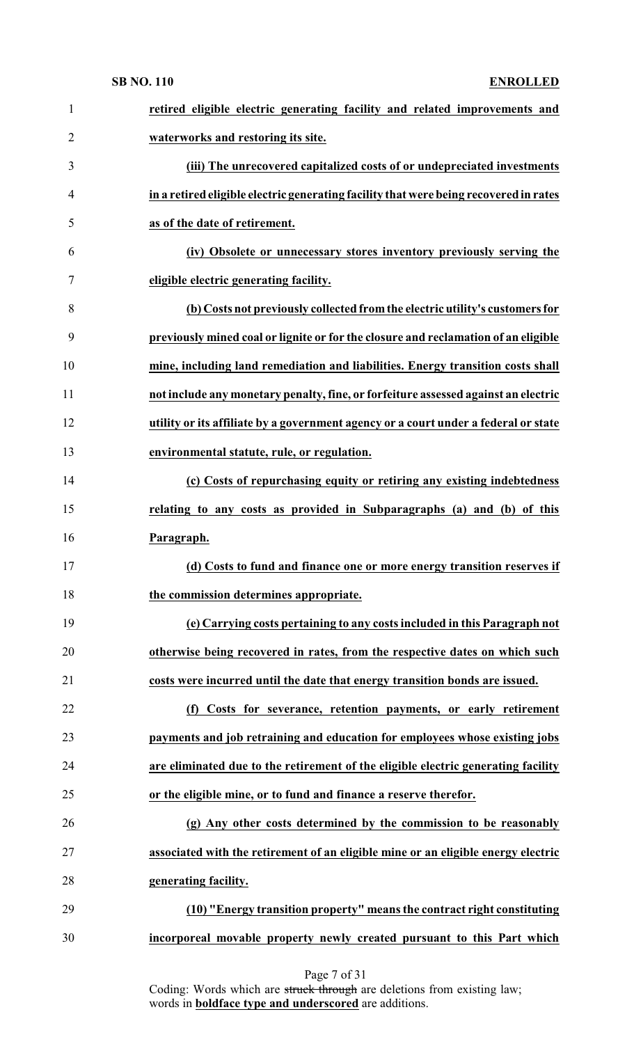**retired eligible electric generating facility and related improvements and waterworks and restoring its site.**

**(iii) The unrecovered capitalized costs of or undepreciated investments in a retired eligible electric generating facility that were being recovered in rates as of the date of retirement.**

**(iv) Obsolete or unnecessary stores inventory previously serving the eligible electric generating facility.**

**(b) Costs not previously collected from the electric utility's customers for previously mined coal or lignite or for the closure and reclamation of an eligible mine, including land remediation and liabilities. Energy transition costs shall not include any monetary penalty, fine, or forfeiture assessed against an electric utility or its affiliate by a government agency or a court under a federal or state environmental statute, rule, or regulation.**

**(c) Costs of repurchasing equity or retiring any existing indebtedness relating to any costs as provided in Subparagraphs (a) and (b) of this Paragraph.**

**(d) Costs to fund and finance one or more energy transition reserves if the commission determines appropriate.**

**(e) Carrying costs pertaining to any costs included in this Paragraph not otherwise being recovered in rates, from the respective dates on which such costs were incurred until the date that energy transition bonds are issued.**

**(f) Costs for severance, retention payments, or early retirement payments and job retraining and education for employees whose existing jobs are eliminated due to the retirement of the eligible electric generating facility or the eligible mine, or to fund and finance a reserve therefor.**

**(g) Any other costs determined by the commission to be reasonably associated with the retirement of an eligible mine or an eligible energy electric generating facility.**

**(10) "Energy transition property" means the contract right constituting incorporeal movable property newly created pursuant to this Part which**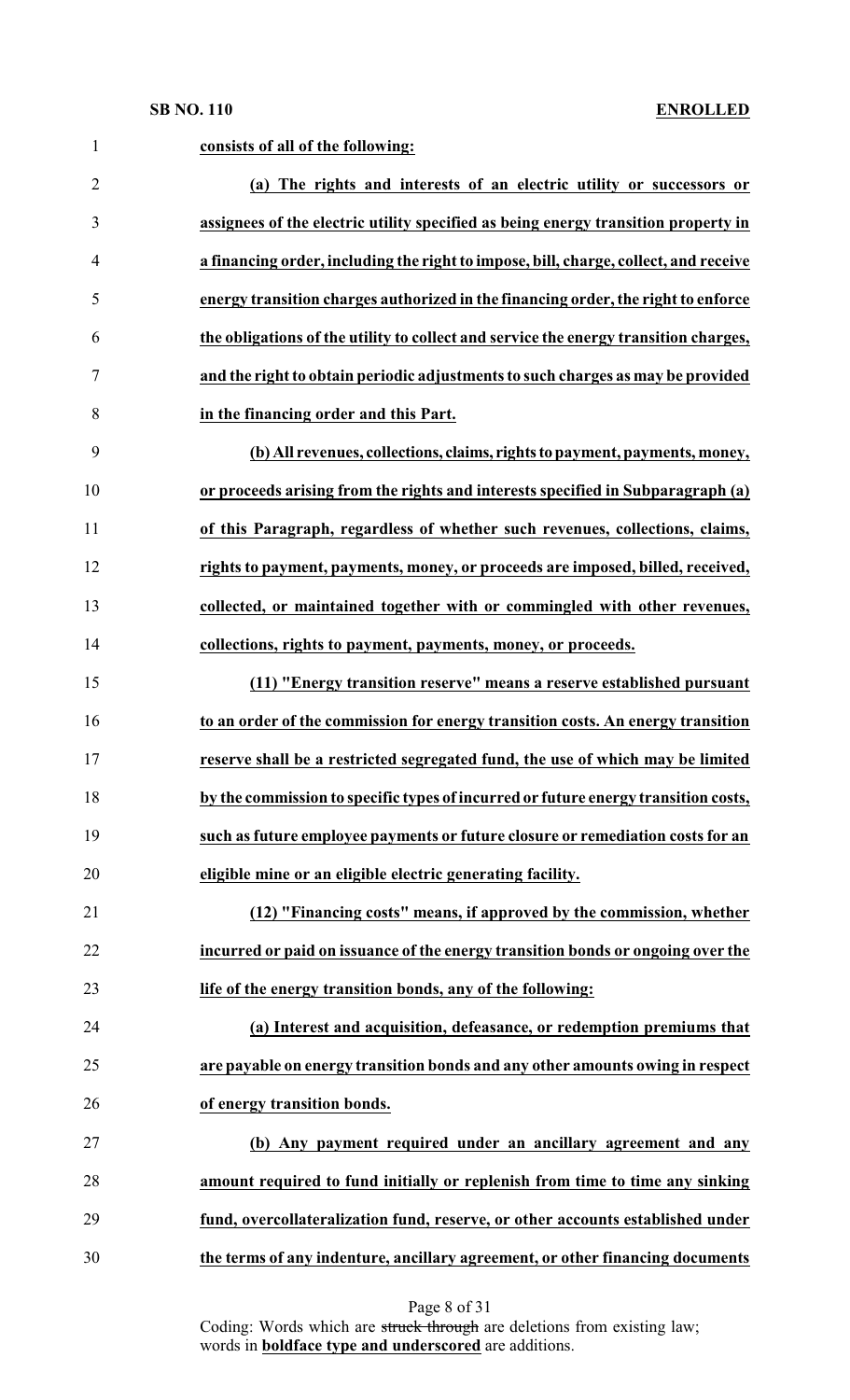**consists of all of the following:**

**(a) The rights and interests of an electric utility or successors or assignees of the electric utility specified as being energy transition property in a financing order, including the right to impose, bill, charge, collect, and receive energy transition charges authorized in the financing order, the right to enforce the obligations of the utility to collect and service the energy transition charges, and the right to obtain periodic adjustments to such charges as may be provided in the financing order and this Part.**

**(b) All revenues, collections, claims, rights to payment, payments, money, or proceeds arising from the rights and interests specified in Subparagraph (a) of this Paragraph, regardless of whether such revenues, collections, claims, rights to payment, payments, money, or proceeds are imposed, billed, received, collected, or maintained together with or commingled with other revenues, collections, rights to payment, payments, money, or proceeds.**

**(11) "Energy transition reserve" means a reserve established pursuant to an order of the commission for energy transition costs. An energy transition reserve shall be a restricted segregated fund, the use of which may be limited by the commission to specific types of incurred or future energy transition costs, such as future employee payments or future closure or remediation costs for an eligible mine or an eligible electric generating facility.**

**(12) "Financing costs" means, if approved by the commission, whether incurred or paid on issuance of the energy transition bonds or ongoing over the life of the energy transition bonds, any of the following:**

**(a) Interest and acquisition, defeasance, or redemption premiums that are payable on energy transition bonds and any other amounts owing in respect of energy transition bonds.**

**(b) Any payment required under an ancillary agreement and any amount required to fund initially or replenish from time to time any sinking fund, overcollateralization fund, reserve, or other accounts established under the terms of any indenture, ancillary agreement, or other financing documents**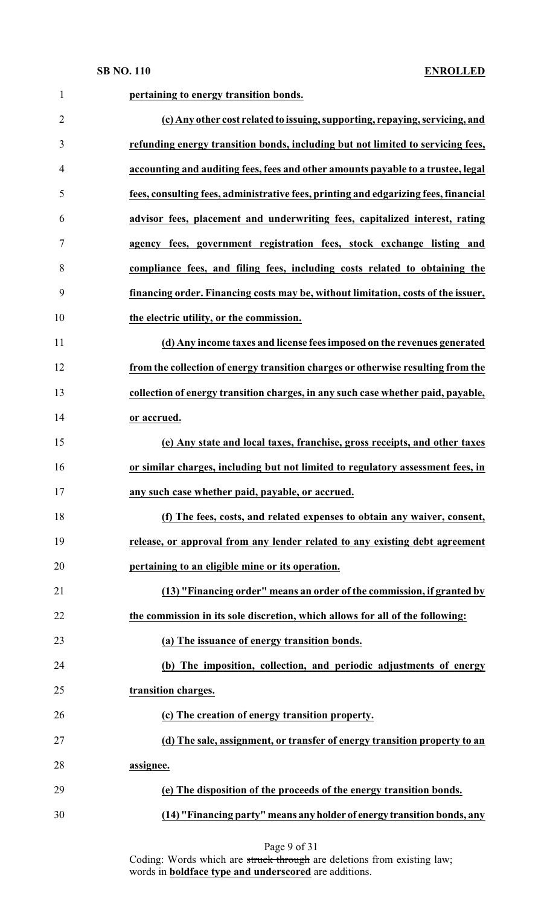**pertaining to energy transition bonds.**

**(c) Any other cost related to issuing, supporting, repaying, servicing, and refunding energy transition bonds, including but not limited to servicing fees, accounting and auditing fees, fees and other amounts payable to a trustee, legal fees, consulting fees, administrative fees, printing and edgarizing fees, financial advisor fees, placement and underwriting fees, capitalized interest, rating agency fees, government registration fees, stock exchange listing and compliance fees, and filing fees, including costs related to obtaining the financing order. Financing costs may be, without limitation, costs of the issuer, the electric utility, or the commission.**

**(d) Any income taxes and license fees imposed on the revenues generated from the collection of energy transition charges or otherwise resulting from the collection of energy transition charges, in any such case whether paid, payable, or accrued.**

**(e) Any state and local taxes, franchise, gross receipts, and other taxes or similar charges, including but not limited to regulatory assessment fees, in any such case whether paid, payable, or accrued.**

**(f) The fees, costs, and related expenses to obtain any waiver, consent, release, or approval from any lender related to any existing debt agreement pertaining to an eligible mine or its operation.**

**(13) "Financing order" means an order of the commission, if granted by the commission in its sole discretion, which allows for all of the following:**

**(a) The issuance of energy transition bonds.**

**(b) The imposition, collection, and periodic adjustments of energy transition charges.**

**(c) The creation of energy transition property.**

**(d) The sale, assignment, or transfer of energy transition property to an assignee.**

**(e) The disposition of the proceeds of the energy transition bonds.**

**(14) "Financing party" means any holder of energy transition bonds, any**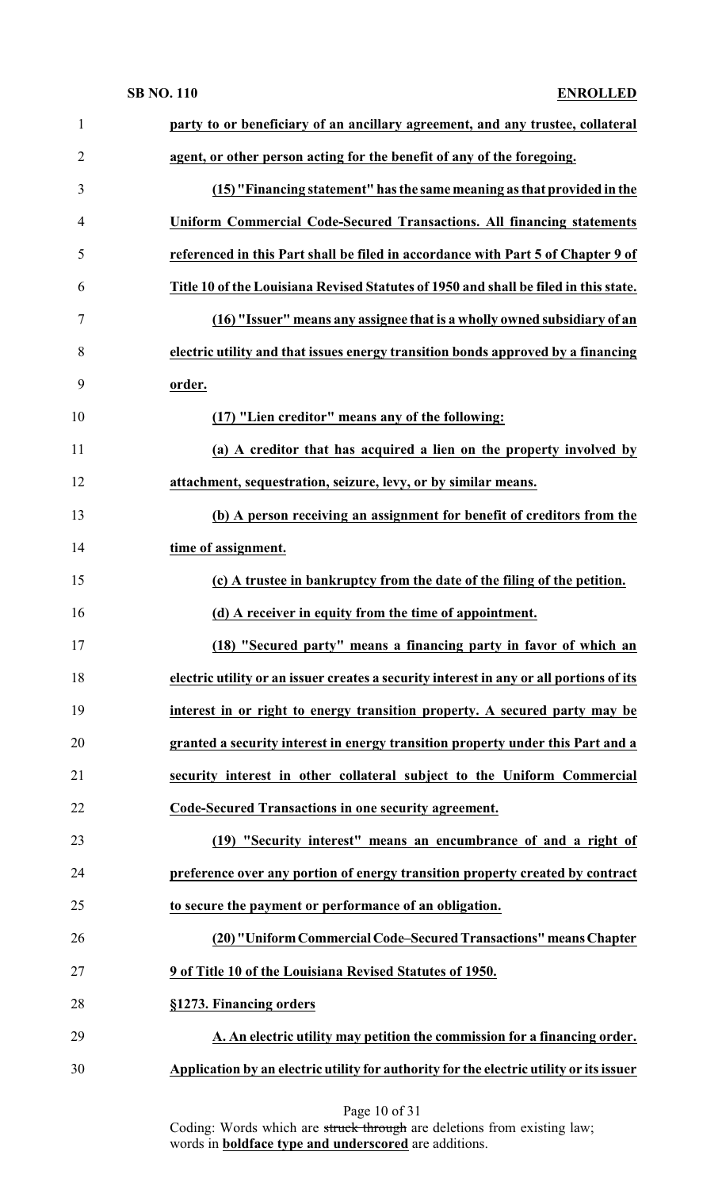**party to or beneficiary of an ancillary agreement, and any trustee, collateral agent, or other person acting for the benefit of any of the foregoing.**

**(15) "Financing statement" has the same meaning as that provided in the Uniform Commercial Code-Secured Transactions. All financing statements referenced in this Part shall be filed in accordance with Part 5 of Chapter 9 of Title 10 of the Louisiana Revised Statutes of 1950 and shall be filed in this state.**

**(16) "Issuer" means any assignee that is a wholly owned subsidiary of an electric utility and that issues energy transition bonds approved by a financing order.**

**(17) "Lien creditor" means any of the following:**

**(a) A creditor that has acquired a lien on the property involved by attachment, sequestration, seizure, levy, or by similar means.**

**(b) A person receiving an assignment for benefit of creditors from the time of assignment.**

**(c) A trustee in bankruptcy from the date of the filing of the petition.**

**(d) A receiver in equity from the time of appointment.**

**(18) "Secured party" means a financing party in favor of which an electric utility or an issuer creates a security interest in any or all portions of its interest in or right to energy transition property. A secured party may be granted a security interest in energy transition property under this Part and a security interest in other collateral subject to the Uniform Commercial Code-Secured Transactions in one security agreement.**

**(19) "Security interest" means an encumbrance of and a right of preference over any portion of energy transition property created by contract to secure the payment or performance of an obligation.**

**(20) "Uniform Commercial Code–Secured Transactions" means Chapter 9 of Title 10 of the Louisiana Revised Statutes of 1950.**

**§1273. Financing orders**

**A. An electric utility may petition the commission for a financing order. Application by an electric utility for authority for the electric utility or its issuer**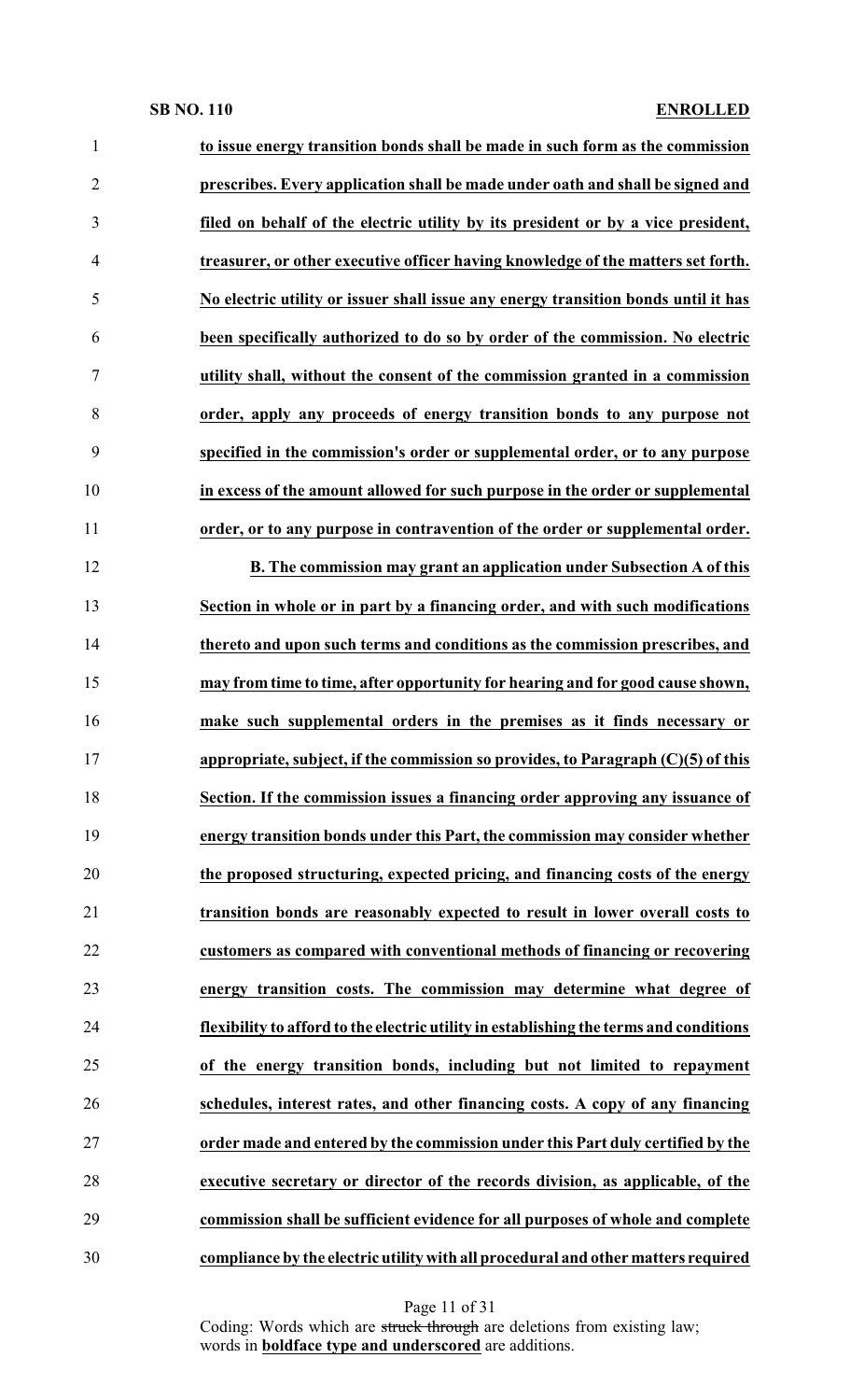**to issue energy transition bonds shall be made in such form as the commission prescribes. Every application shall be made under oath and shall be signed and filed on behalf of the electric utility by its president or by a vice president, treasurer, or other executive officer having knowledge of the matters set forth. No electric utility or issuer shall issue any energy transition bonds until it has been specifically authorized to do so by order of the commission. No electric utility shall, without the consent of the commission granted in a commission order, apply any proceeds of energy transition bonds to any purpose not specified in the commission's order or supplemental order, or to any purpose in excess of the amount allowed for such purpose in the order or supplemental order, or to any purpose in contravention of the order or supplemental order.**

**B. The commission may grant an application under Subsection A of this Section in whole or in part by a financing order, and with such modifications thereto and upon such terms and conditions as the commission prescribes, and may from time to time, after opportunity for hearing and for good cause shown, make such supplemental orders in the premises as it finds necessary or appropriate, subject, if the commission so provides, to Paragraph (C)(5) of this Section. If the commission issues a financing order approving any issuance of energy transition bonds under this Part, the commission may consider whether the proposed structuring, expected pricing, and financing costs of the energy transition bonds are reasonably expected to result in lower overall costs to customers as compared with conventional methods of financing or recovering energy transition costs. The commission may determine what degree of flexibility to afford to the electric utility in establishing the terms and conditions of the energy transition bonds, including but not limited to repayment schedules, interest rates, and other financing costs. A copy of any financing order made and entered by the commission under this Part duly certified by the executive secretary or director of the records division, as applicable, of the commission shall be sufficient evidence for all purposes of whole and complete compliance by the electric utility with all procedural and other matters required**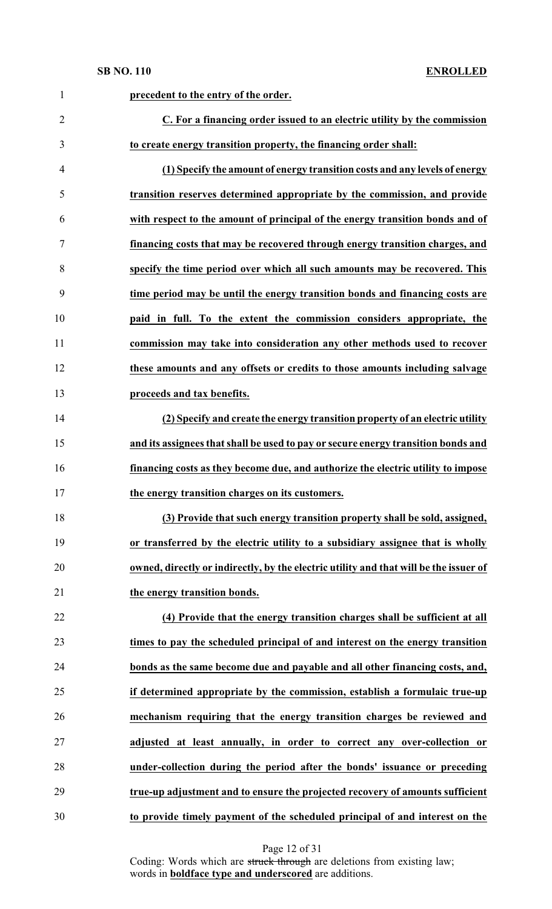**precedent to the entry of the order.**

**C. For a financing order issued to an electric utility by the commission to create energy transition property, the financing order shall:**

**(1) Specify the amount of energy transition costs and any levels of energy transition reserves determined appropriate by the commission, and provide with respect to the amount of principal of the energy transition bonds and of financing costs that may be recovered through energy transition charges, and specify the time period over which all such amounts may be recovered. This time period may be until the energy transition bonds and financing costs are paid in full. To the extent the commission considers appropriate, the commission may take into consideration any other methods used to recover these amounts and any offsets or credits to those amounts including salvage proceeds and tax benefits.**

**(2) Specify and create the energy transition property of an electric utility and its assignees that shall be used to pay or secure energy transition bonds and financing costs as they become due, and authorize the electric utility to impose the energy transition charges on its customers.**

**(3) Provide that such energy transition property shall be sold, assigned, or transferred by the electric utility to a subsidiary assignee that is wholly owned, directly or indirectly, by the electric utility and that will be the issuer of the energy transition bonds.**

**(4) Provide that the energy transition charges shall be sufficient at all times to pay the scheduled principal of and interest on the energy transition bonds as the same become due and payable and all other financing costs, and, if determined appropriate by the commission, establish a formulaic true-up mechanism requiring that the energy transition charges be reviewed and adjusted at least annually, in order to correct any over-collection or under-collection during the period after the bonds' issuance or preceding true-up adjustment and to ensure the projected recovery of amounts sufficient to provide timely payment of the scheduled principal of and interest on the**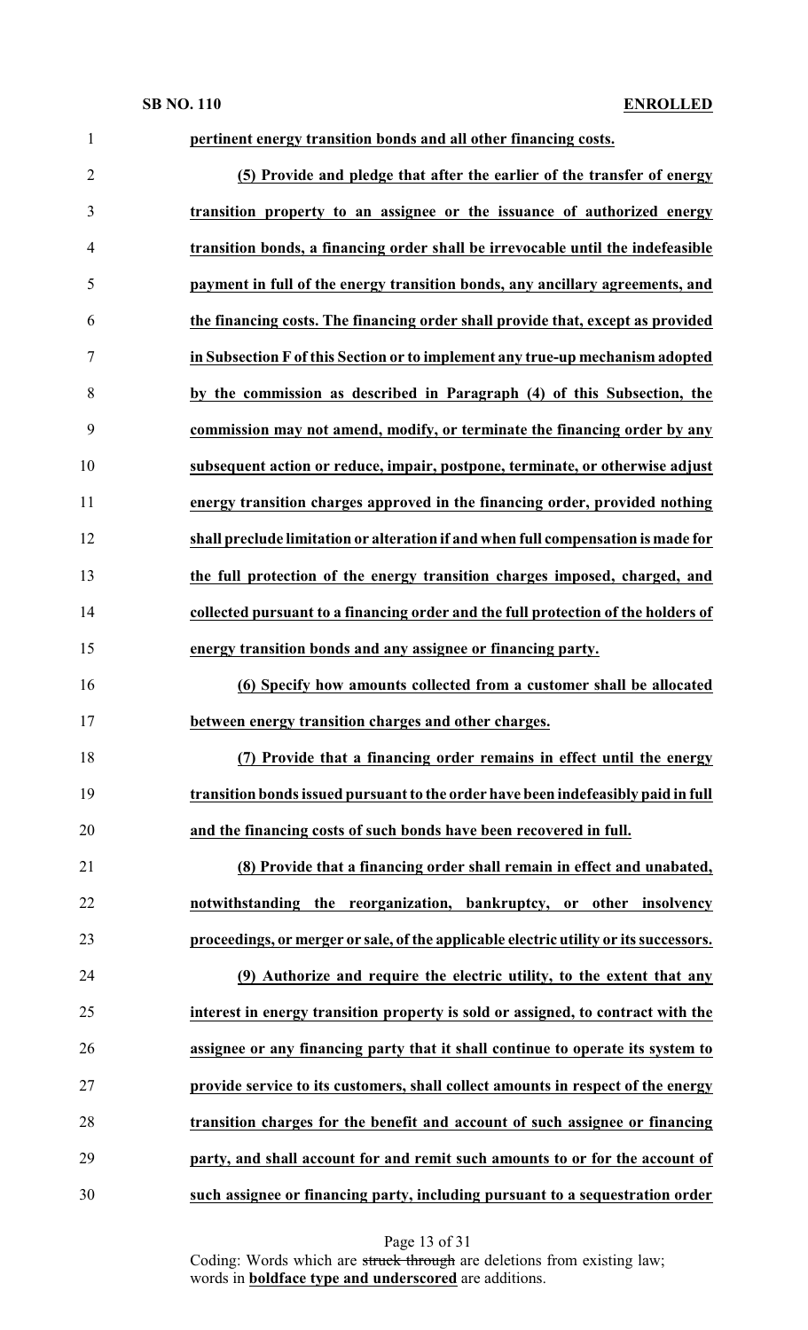**pertinent energy transition bonds and all other financing costs.**

**(5) Provide and pledge that after the earlier of the transfer of energy transition property to an assignee or the issuance of authorized energy transition bonds, a financing order shall be irrevocable until the indefeasible payment in full of the energy transition bonds, any ancillary agreements, and the financing costs. The financing order shall provide that, except as provided in Subsection F of this Section or to implement any true-up mechanism adopted by the commission as described in Paragraph (4) of this Subsection, the commission may not amend, modify, or terminate the financing order by any subsequent action or reduce, impair, postpone, terminate, or otherwise adjust energy transition charges approved in the financing order, provided nothing shall preclude limitation or alteration if and when full compensation is made for the full protection of the energy transition charges imposed, charged, and collected pursuant to a financing order and the full protection of the holders of energy transition bonds and any assignee or financing party.**

**(6) Specify how amounts collected from a customer shall be allocated between energy transition charges and other charges.**

**(7) Provide that a financing order remains in effect until the energy transition bonds issued pursuant to the order have been indefeasibly paid in full and the financing costs of such bonds have been recovered in full.**

**(8) Provide that a financing order shall remain in effect and unabated, notwithstanding the reorganization, bankruptcy, or other insolvency proceedings, or merger or sale, of the applicable electric utility or its successors.**

**(9) Authorize and require the electric utility, to the extent that any interest in energy transition property is sold or assigned, to contract with the assignee or any financing party that it shall continue to operate its system to provide service to its customers, shall collect amounts in respect of the energy transition charges for the benefit and account of such assignee or financing party, and shall account for and remit such amounts to or for the account of such assignee or financing party, including pursuant to a sequestration order**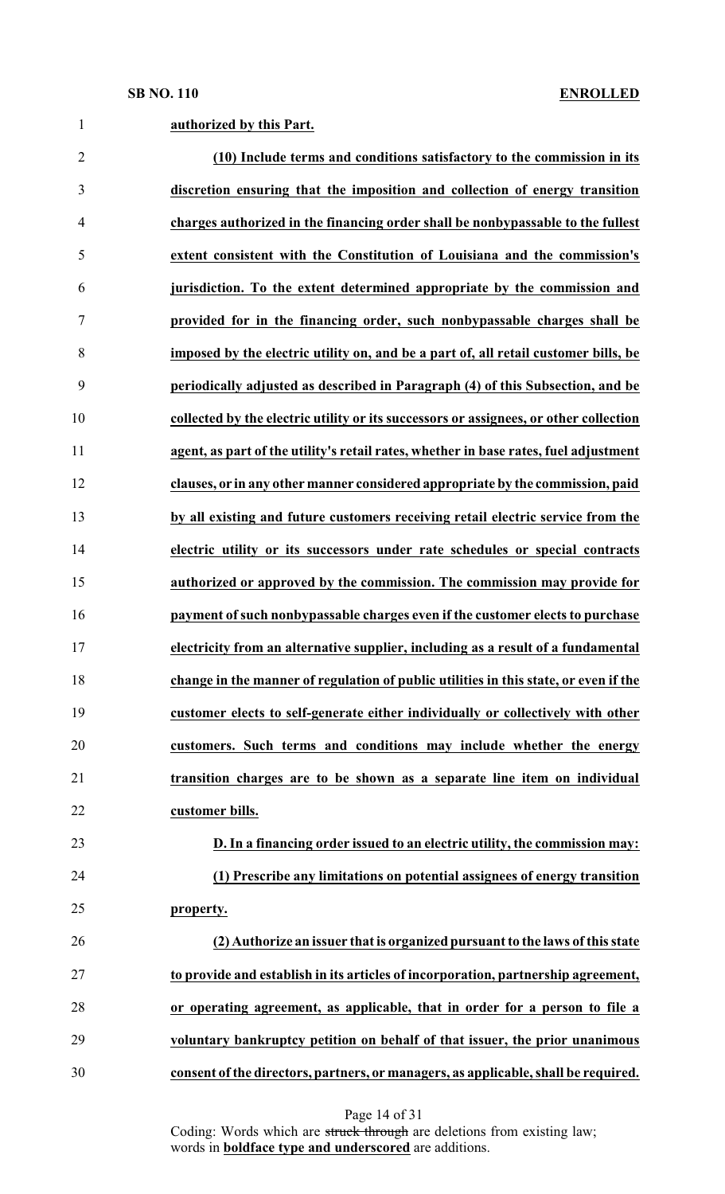**authorized by this Part.**

**(10) Include terms and conditions satisfactory to the commission in its discretion ensuring that the imposition and collection of energy transition charges authorized in the financing order shall be nonbypassable to the fullest extent consistent with the Constitution of Louisiana and the commission's jurisdiction. To the extent determined appropriate by the commission and provided for in the financing order, such nonbypassable charges shall be imposed by the electric utility on, and be a part of, all retail customer bills, be periodically adjusted as described in Paragraph (4) of this Subsection, and be collected by the electric utility or its successors or assignees, or other collection agent, as part of the utility's retail rates, whether in base rates, fuel adjustment clauses, or in any other manner considered appropriate by the commission, paid by all existing and future customers receiving retail electric service from the electric utility or its successors under rate schedules or special contracts authorized or approved by the commission. The commission may provide for payment of such nonbypassable charges even if the customer elects to purchase electricity from an alternative supplier, including as a result of a fundamental change in the manner of regulation of public utilities in this state, or even if the customer elects to self-generate either individually or collectively with other customers. Such terms and conditions may include whether the energy transition charges are to be shown as a separate line item on individual customer bills.**

**D. In a financing order issued to an electric utility, the commission may:**

**(1) Prescribe any limitations on potential assignees of energy transition property.**

**(2) Authorize an issuer that is organized pursuant to the laws of this state to provide and establish in its articles of incorporation, partnership agreement, or operating agreement, as applicable, that in order for a person to file a voluntary bankruptcy petition on behalf of that issuer, the prior unanimous consent of the directors, partners, or managers, as applicable, shall be required.**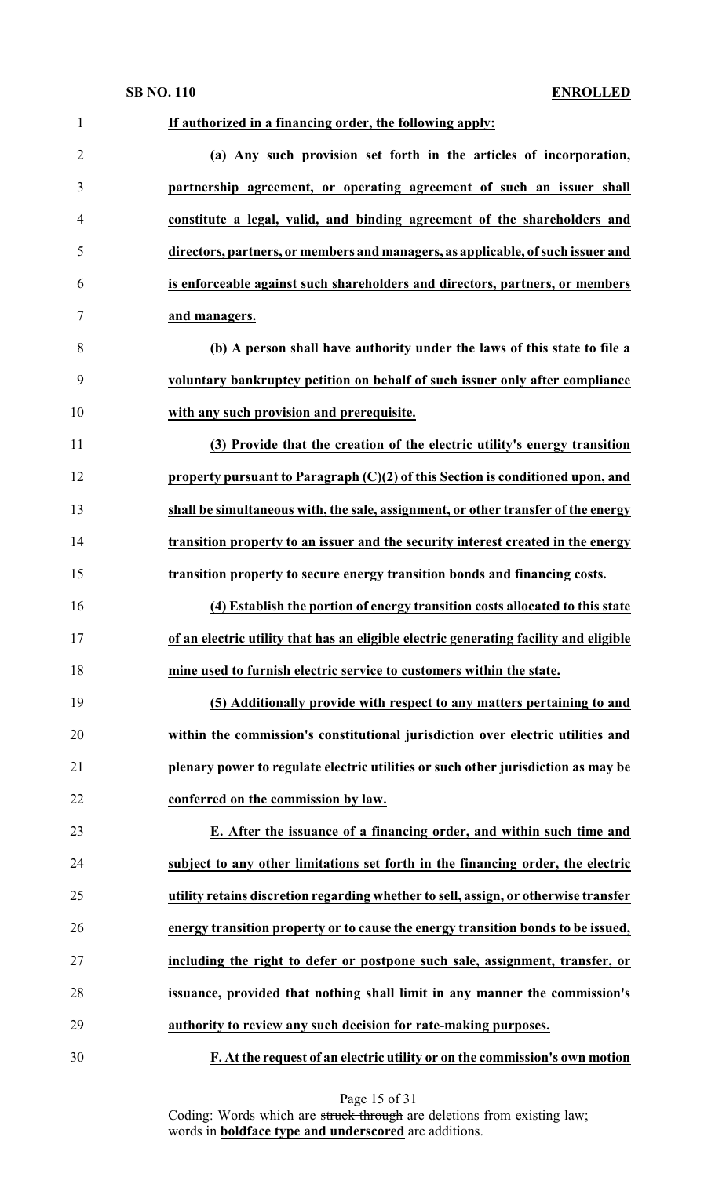**If authorized in a financing order, the following apply:**

**(a) Any such provision set forth in the articles of incorporation, partnership agreement, or operating agreement of such an issuer shall constitute a legal, valid, and binding agreement of the shareholders and directors, partners, or members and managers, as applicable, of such issuer and is enforceable against such shareholders and directors, partners, or members and managers.**

**(b) A person shall have authority under the laws of this state to file a voluntary bankruptcy petition on behalf of such issuer only after compliance with any such provision and prerequisite.**

**(3) Provide that the creation of the electric utility's energy transition property pursuant to Paragraph (C)(2) of this Section is conditioned upon, and shall be simultaneous with, the sale, assignment, or other transfer of the energy transition property to an issuer and the security interest created in the energy transition property to secure energy transition bonds and financing costs.**

**(4) Establish the portion of energy transition costs allocated to this state of an electric utility that has an eligible electric generating facility and eligible mine used to furnish electric service to customers within the state.**

**(5) Additionally provide with respect to any matters pertaining to and within the commission's constitutional jurisdiction over electric utilities and plenary power to regulate electric utilities or such other jurisdiction as may be conferred on the commission by law.**

**E. After the issuance of a financing order, and within such time and subject to any other limitations set forth in the financing order, the electric utility retains discretion regarding whether to sell, assign, or otherwise transfer energy transition property or to cause the energy transition bonds to be issued, including the right to defer or postpone such sale, assignment, transfer, or issuance, provided that nothing shall limit in any manner the commission's authority to review any such decision for rate-making purposes.**

**F. At the request of an electric utility or on the commission's own motion**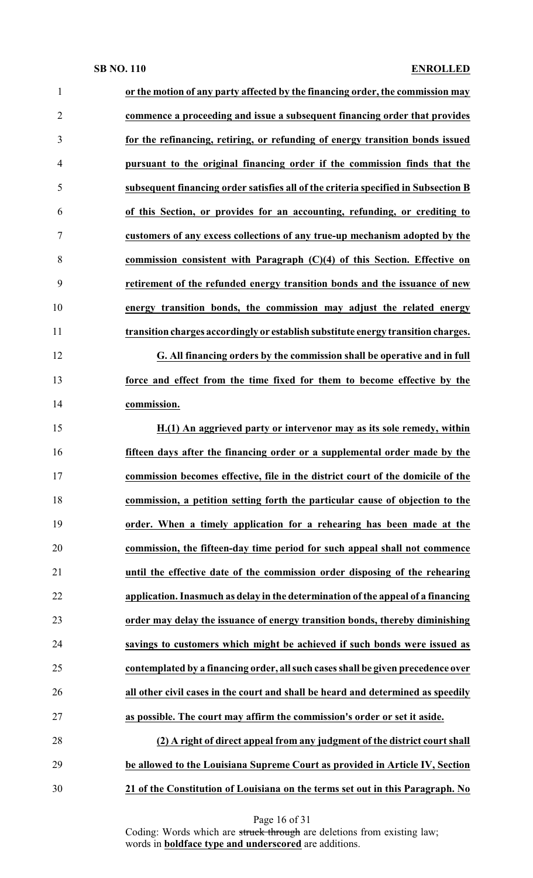**or the motion of any party affected by the financing order, the commission may commence a proceeding and issue a subsequent financing order that provides for the refinancing, retiring, or refunding of energy transition bonds issued pursuant to the original financing order if the commission finds that the subsequent financing order satisfies all of the criteria specified in Subsection B of this Section, or provides for an accounting, refunding, or crediting to customers of any excess collections of any true-up mechanism adopted by the commission consistent with Paragraph (C)(4) of this Section. Effective on retirement of the refunded energy transition bonds and the issuance of new energy transition bonds, the commission may adjust the related energy transition charges accordingly or establish substitute energy transition charges.**

**G. All financing orders by the commission shall be operative and in full force and effect from the time fixed for them to become effective by the commission.**

**H.(1) An aggrieved party or intervenor may as its sole remedy, within fifteen days after the financing order or a supplemental order made by the commission becomes effective, file in the district court of the domicile of the commission, a petition setting forth the particular cause of objection to the order. When a timely application for a rehearing has been made at the commission, the fifteen-day time period for such appeal shall not commence until the effective date of the commission order disposing of the rehearing application. Inasmuch as delay in the determination of the appeal of a financing order may delay the issuance of energy transition bonds, thereby diminishing savings to customers which might be achieved if such bonds were issued as contemplated by a financing order, all such cases shall be given precedence over all other civil cases in the court and shall be heard and determined as speedily as possible. The court may affirm the commission's order or set it aside.**

**(2) A right of direct appeal from any judgment of the district court shall be allowed to the Louisiana Supreme Court as provided in Article IV, Section 21 of the Constitution of Louisiana on the terms set out in this Paragraph. No**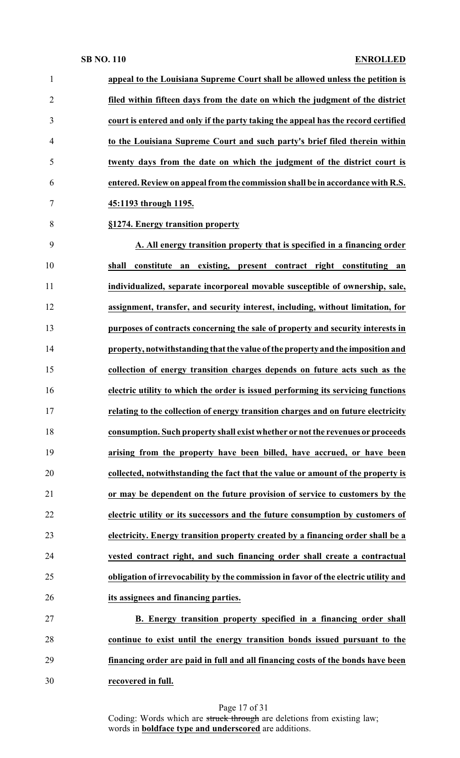**appeal to the Louisiana Supreme Court shall be allowed unless the petition is filed within fifteen days from the date on which the judgment of the district court is entered and only if the party taking the appeal has the record certified to the Louisiana Supreme Court and such party's brief filed therein within twenty days from the date on which the judgment of the district court is entered. Review on appeal from the commission shall be in accordance with R.S. 45:1193 through 1195.**

**§1274. Energy transition property**

**A. All energy transition property that is specified in a financing order shall constitute an existing, present contract right constituting an individualized, separate incorporeal movable susceptible of ownership, sale, assignment, transfer, and security interest, including, without limitation, for purposes of contracts concerning the sale of property and security interests in property, notwithstanding that the value of the property and the imposition and collection of energy transition charges depends on future acts such as the electric utility to which the order is issued performing its servicing functions relating to the collection of energy transition charges and on future electricity consumption. Such property shall exist whether or not the revenues or proceeds arising from the property have been billed, have accrued, or have been collected, notwithstanding the fact that the value or amount of the property is or may be dependent on the future provision of service to customers by the electric utility or its successors and the future consumption by customers of electricity. Energy transition property created by a financing order shall be a vested contract right, and such financing order shall create a contractual obligation of irrevocability by the commission in favor of the electric utility and its assignees and financing parties.**

**B. Energy transition property specified in a financing order shall continue to exist until the energy transition bonds issued pursuant to the financing order are paid in full and all financing costs of the bonds have been recovered in full.**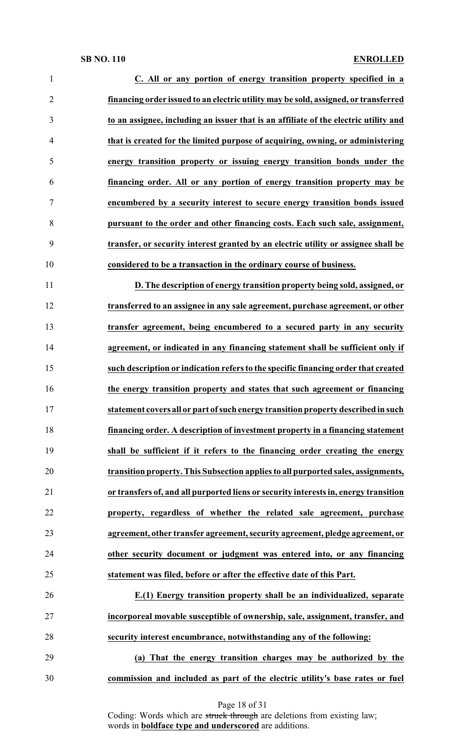**C. All or any portion of energy transition property specified in a financing order issued to an electric utility may be sold, assigned, or transferred to an assignee, including an issuer that is an affiliate of the electric utility and that is created for the limited purpose of acquiring, owning, or administering energy transition property or issuing energy transition bonds under the financing order. All or any portion of energy transition property may be encumbered by a security interest to secure energy transition bonds issued pursuant to the order and other financing costs. Each such sale, assignment, transfer, or security interest granted by an electric utility or assignee shall be considered to be a transaction in the ordinary course of business.**

**D. The description of energy transition property being sold, assigned, or transferred to an assignee in any sale agreement, purchase agreement, or other transfer agreement, being encumbered to a secured party in any security agreement, or indicated in any financing statement shall be sufficient only if such description or indication refers to the specific financing order that created the energy transition property and states that such agreement or financing statement covers all or part of such energy transition property described in such financing order. A description of investment property in a financing statement shall be sufficient if it refers to the financing order creating the energy transition property. This Subsection applies to all purported sales, assignments, or transfers of, and all purported liens or security interests in, energy transition property, regardless of whether the related sale agreement, purchase agreement, other transfer agreement, security agreement, pledge agreement, or other security document or judgment was entered into, or any financing statement was filed, before or after the effective date of this Part.**

**E.(1) Energy transition property shall be an individualized, separate incorporeal movable susceptible of ownership, sale, assignment, transfer, and security interest encumbrance, notwithstanding any of the following:**

**(a) That the energy transition charges may be authorized by the commission and included as part of the electric utility's base rates or fuel**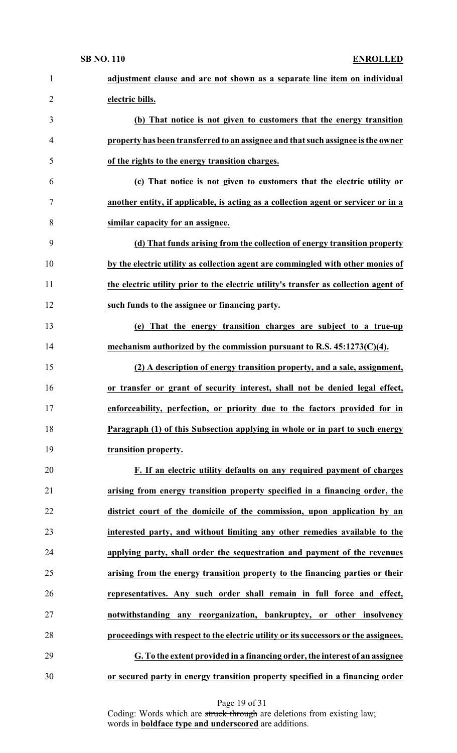**adjustment clause and are not shown as a separate line item on individual electric bills.**

**(b) That notice is not given to customers that the energy transition property has been transferred to an assignee and that such assignee is the owner of the rights to the energy transition charges.**

**(c) That notice is not given to customers that the electric utility or another entity, if applicable, is acting as a collection agent or servicer or in a similar capacity for an assignee.**

**(d) That funds arising from the collection of energy transition property by the electric utility as collection agent are commingled with other monies of the electric utility prior to the electric utility's transfer as collection agent of such funds to the assignee or financing party.**

**(e) That the energy transition charges are subject to a true-up mechanism authorized by the commission pursuant to R.S. 45:1273(C)(4).**

**(2) A description of energy transition property, and a sale, assignment, or transfer or grant of security interest, shall not be denied legal effect, enforceability, perfection, or priority due to the factors provided for in Paragraph (1) of this Subsection applying in whole or in part to such energy transition property.**

**F. If an electric utility defaults on any required payment of charges arising from energy transition property specified in a financing order, the district court of the domicile of the commission, upon application by an interested party, and without limiting any other remedies available to the applying party, shall order the sequestration and payment of the revenues arising from the energy transition property to the financing parties or their representatives. Any such order shall remain in full force and effect, notwithstanding any reorganization, bankruptcy, or other insolvency proceedings with respect to the electric utility or its successors or the assignees.**

**G. To the extent provided in a financing order, the interest of an assignee or secured party in energy transition property specified in a financing order**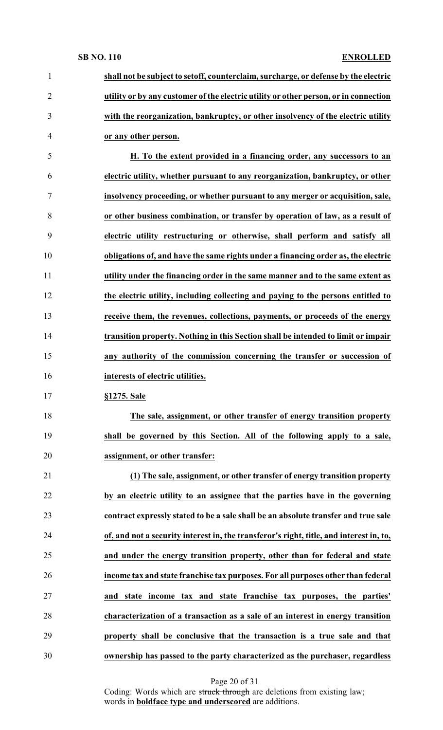**shall not be subject to setoff, counterclaim, surcharge, or defense by the electric utility or by any customer of the electric utility or other person, or in connection with the reorganization, bankruptcy, or other insolvency of the electric utility or any other person.**

**H. To the extent provided in a financing order, any successors to an electric utility, whether pursuant to any reorganization, bankruptcy, or other insolvency proceeding, or whether pursuant to any merger or acquisition, sale, or other business combination, or transfer by operation of law, as a result of electric utility restructuring or otherwise, shall perform and satisfy all obligations of, and have the same rights under a financing order as, the electric utility under the financing order in the same manner and to the same extent as the electric utility, including collecting and paying to the persons entitled to receive them, the revenues, collections, payments, or proceeds of the energy transition property. Nothing in this Section shall be intended to limit or impair any authority of the commission concerning the transfer or succession of interests of electric utilities.**

**§1275. Sale**

**The sale, assignment, or other transfer of energy transition property shall be governed by this Section. All of the following apply to a sale, assignment, or other transfer:**

**(1) The sale, assignment, or other transfer of energy transition property by an electric utility to an assignee that the parties have in the governing contract expressly stated to be a sale shall be an absolute transfer and true sale of, and not a security interest in, the transferor's right, title, and interest in, to, and under the energy transition property, other than for federal and state income tax and state franchise tax purposes. For all purposes other than federal and state income tax and state franchise tax purposes, the parties' characterization of a transaction as a sale of an interest in energy transition property shall be conclusive that the transaction is a true sale and that ownership has passed to the party characterized as the purchaser, regardless**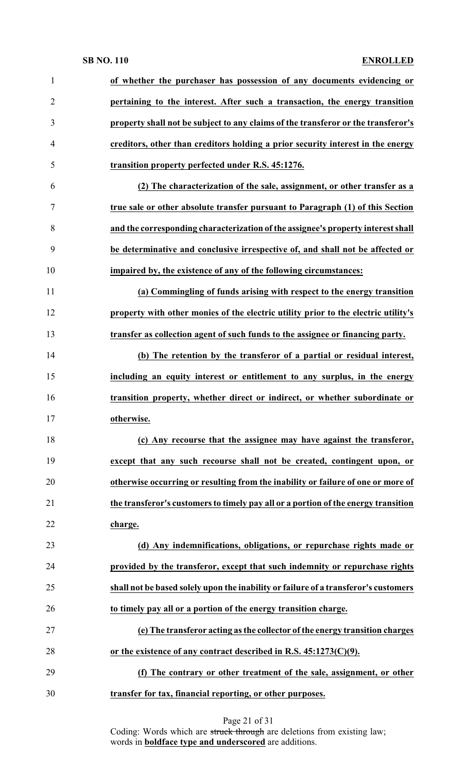**of whether the purchaser has possession of any documents evidencing or pertaining to the interest. After such a transaction, the energy transition property shall not be subject to any claims of the transferor or the transferor's creditors, other than creditors holding a prior security interest in the energy transition property perfected under R.S. 45:1276.**

**(2) The characterization of the sale, assignment, or other transfer as a true sale or other absolute transfer pursuant to Paragraph (1) of this Section and the corresponding characterization of the assignee's property interest shall be determinative and conclusive irrespective of, and shall not be affected or impaired by, the existence of any of the following circumstances:**

**(a) Commingling of funds arising with respect to the energy transition property with other monies of the electric utility prior to the electric utility's transfer as collection agent of such funds to the assignee or financing party.**

**(b) The retention by the transferor of a partial or residual interest, including an equity interest or entitlement to any surplus, in the energy transition property, whether direct or indirect, or whether subordinate or otherwise.**

**(c) Any recourse that the assignee may have against the transferor, except that any such recourse shall not be created, contingent upon, or otherwise occurring or resulting from the inability or failure of one or more of the transferor's customers to timely pay all or a portion of the energy transition charge.**

**(d) Any indemnifications, obligations, or repurchase rights made or provided by the transferor, except that such indemnity or repurchase rights shall not be based solely upon the inability or failure of a transferor's customers to timely pay all or a portion of the energy transition charge.**

**(e) The transferor acting as the collector of the energy transition charges or the existence of any contract described in R.S. 45:1273(C)(9).**

**(f) The contrary or other treatment of the sale, assignment, or other transfer for tax, financial reporting, or other purposes.**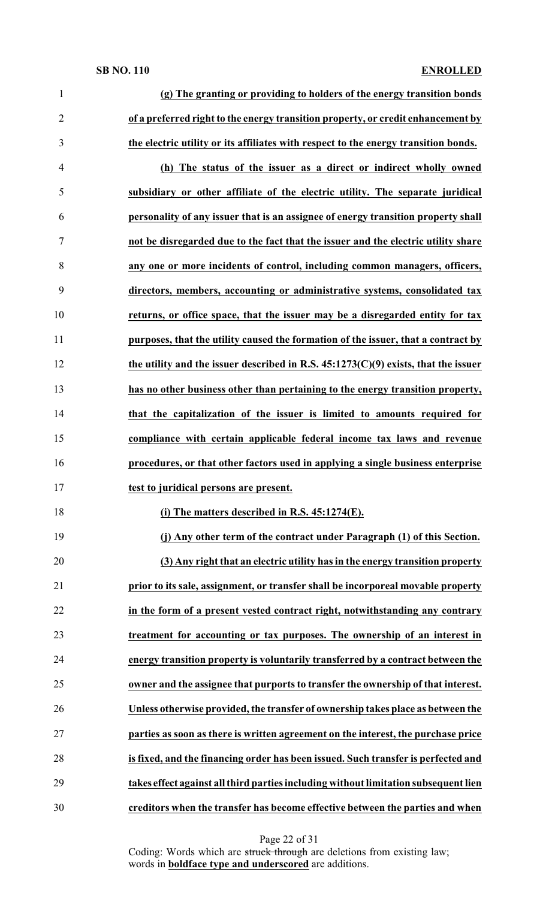**(g) The granting or providing to holders of the energy transition bonds of a preferred right to the energy transition property, or credit enhancement by the electric utility or its affiliates with respect to the energy transition bonds.**

**(h) The status of the issuer as a direct or indirect wholly owned subsidiary or other affiliate of the electric utility. The separate juridical personality of any issuer that is an assignee of energy transition property shall not be disregarded due to the fact that the issuer and the electric utility share any one or more incidents of control, including common managers, officers, directors, members, accounting or administrative systems, consolidated tax returns, or office space, that the issuer may be a disregarded entity for tax purposes, that the utility caused the formation of the issuer, that a contract by the utility and the issuer described in R.S. 45:1273(C)(9) exists, that the issuer has no other business other than pertaining to the energy transition property, that the capitalization of the issuer is limited to amounts required for compliance with certain applicable federal income tax laws and revenue procedures, or that other factors used in applying a single business enterprise test to juridical persons are present.**

**(i) The matters described in R.S. 45:1274(E).**

**(j) Any other term of the contract under Paragraph (1) of this Section.**

**(3) Any right that an electric utility has in the energy transition property prior to its sale, assignment, or transfer shall be incorporeal movable property in the form of a present vested contract right, notwithstanding any contrary treatment for accounting or tax purposes. The ownership of an interest in energy transition property is voluntarily transferred by a contract between the owner and the assignee that purports to transfer the ownership of that interest. Unless otherwise provided, the transfer of ownership takes place as between the parties as soon as there is written agreement on the interest, the purchase price is fixed, and the financing order has been issued. Such transfer is perfected and takes effect against all third parties including without limitation subsequent lien creditors when the transfer has become effective between the parties and when**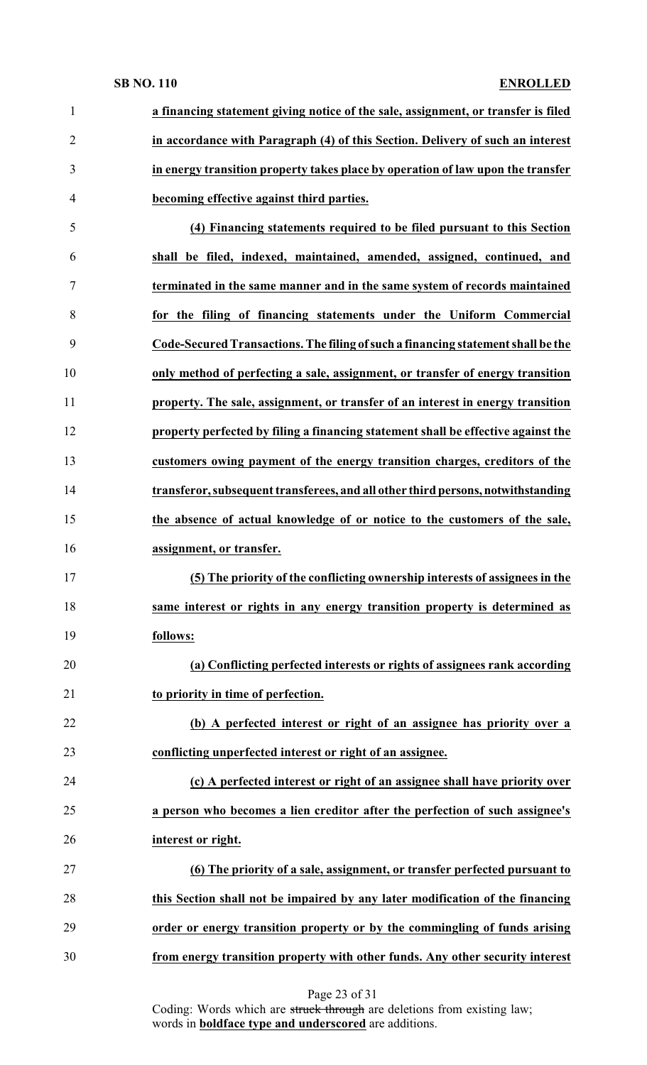**a financing statement giving notice of the sale, assignment, or transfer is filed in accordance with Paragraph (4) of this Section. Delivery of such an interest in energy transition property takes place by operation of law upon the transfer becoming effective against third parties.**

**(4) Financing statements required to be filed pursuant to this Section shall be filed, indexed, maintained, amended, assigned, continued, and terminated in the same manner and in the same system of records maintained for the filing of financing statements under the Uniform Commercial Code-Secured Transactions. The filing of such a financing statement shall be the only method of perfecting a sale, assignment, or transfer of energy transition property. The sale, assignment, or transfer of an interest in energy transition property perfected by filing a financing statement shall be effective against the customers owing payment of the energy transition charges, creditors of the transferor, subsequent transferees, and all other third persons, notwithstanding the absence of actual knowledge of or notice to the customers of the sale, assignment, or transfer.**

**(5) The priority of the conflicting ownership interests of assignees in the same interest or rights in any energy transition property is determined as follows:**

**(a) Conflicting perfected interests or rights of assignees rank according to priority in time of perfection.**

**(b) A perfected interest or right of an assignee has priority over a conflicting unperfected interest or right of an assignee.**

**(c) A perfected interest or right of an assignee shall have priority over a person who becomes a lien creditor after the perfection of such assignee's interest or right.**

**(6) The priority of a sale, assignment, or transfer perfected pursuant to this Section shall not be impaired by any later modification of the financing order or energy transition property or by the commingling of funds arising from energy transition property with other funds. Any other security interest**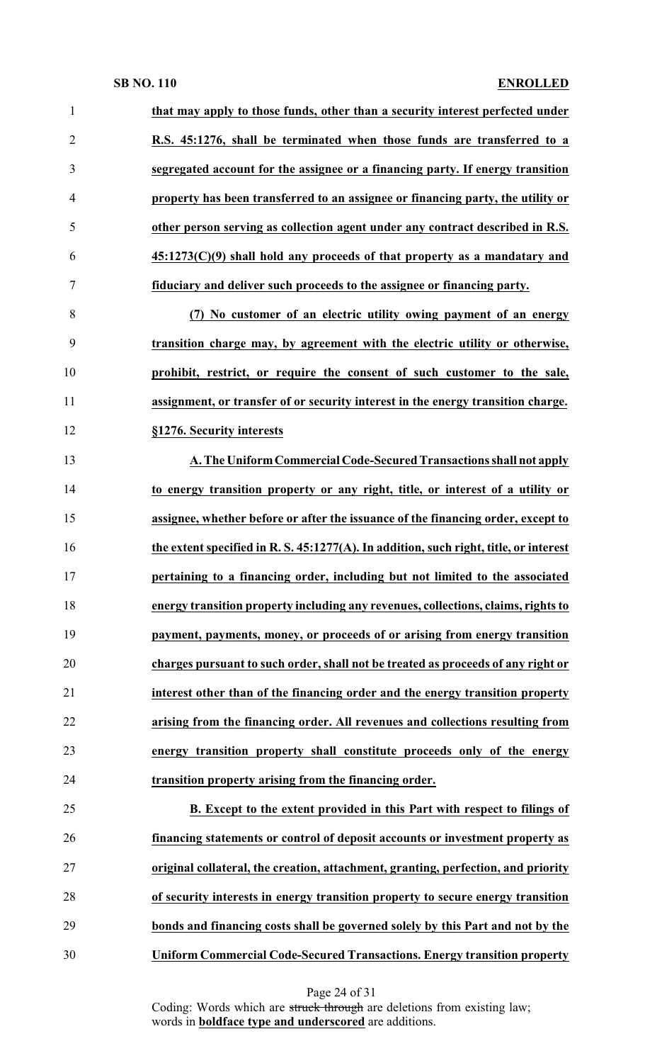**that may apply to those funds, other than a security interest perfected under R.S. 45:1276, shall be terminated when those funds are transferred to a segregated account for the assignee or a financing party. If energy transition property has been transferred to an assignee or financing party, the utility or other person serving as collection agent under any contract described in R.S. 45:1273(C)(9) shall hold any proceeds of that property as a mandatary and fiduciary and deliver such proceeds to the assignee or financing party.**

**(7) No customer of an electric utility owing payment of an energy transition charge may, by agreement with the electric utility or otherwise, prohibit, restrict, or require the consent of such customer to the sale, assignment, or transfer of or security interest in the energy transition charge.**

**§1276. Security interests**

**A. The Uniform Commercial Code-Secured Transactions shall not apply to energy transition property or any right, title, or interest of a utility or assignee, whether before or after the issuance of the financing order, except to the extent specified in R. S. 45:1277(A). In addition, such right, title, or interest pertaining to a financing order, including but not limited to the associated energy transition property including any revenues, collections, claims, rights to payment, payments, money, or proceeds of or arising from energy transition charges pursuant to such order, shall not be treated as proceeds of any right or interest other than of the financing order and the energy transition property arising from the financing order. All revenues and collections resulting from energy transition property shall constitute proceeds only of the energy transition property arising from the financing order.**

**B. Except to the extent provided in this Part with respect to filings of financing statements or control of deposit accounts or investment property as original collateral, the creation, attachment, granting, perfection, and priority of security interests in energy transition property to secure energy transition bonds and financing costs shall be governed solely by this Part and not by the Uniform Commercial Code-Secured Transactions. Energy transition property**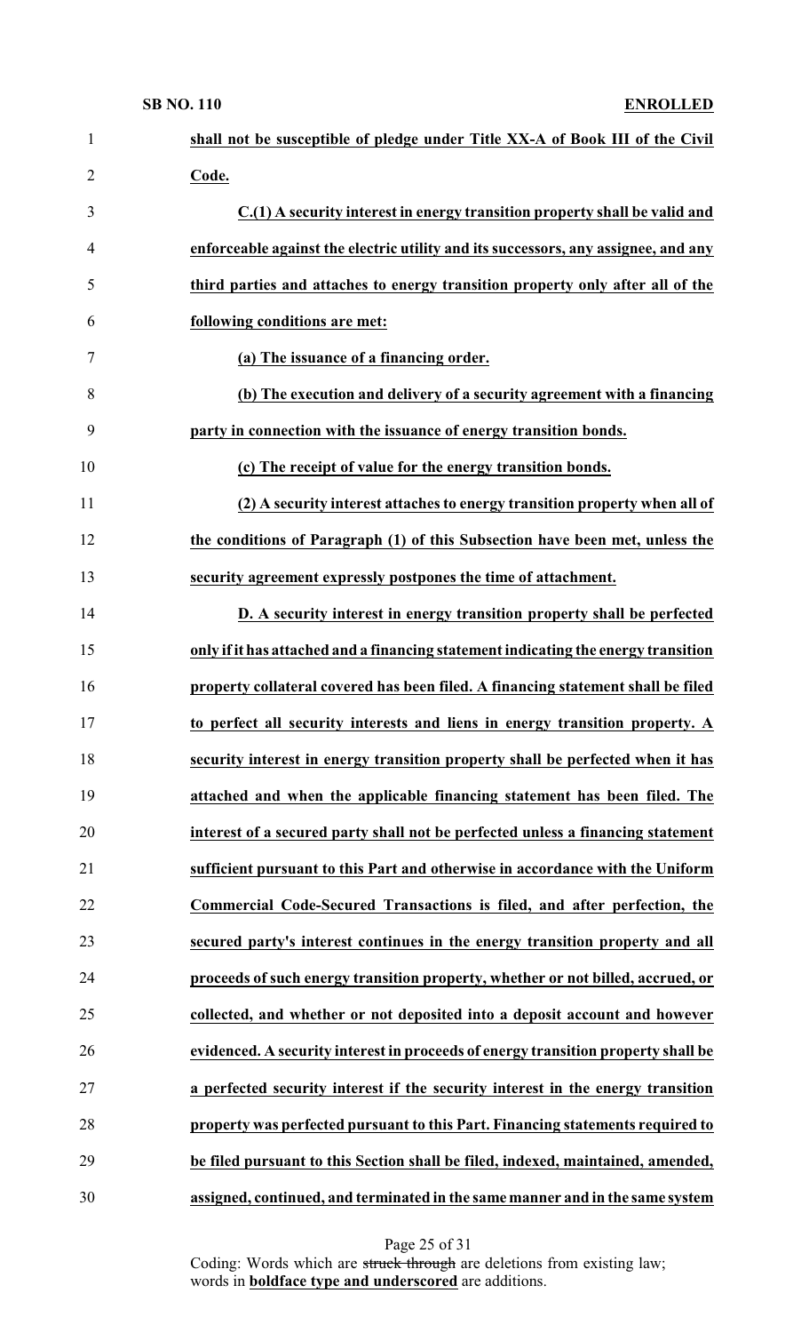**shall not be susceptible of pledge under Title XX-A of Book III of the Civil Code.**

**C.(1) A security interest in energy transition property shall be valid and enforceable against the electric utility and its successors, any assignee, and any third parties and attaches to energy transition property only after all of the following conditions are met:**

**(a) The issuance of a financing order.**

**(b) The execution and delivery of a security agreement with a financing party in connection with the issuance of energy transition bonds.**

**(c) The receipt of value for the energy transition bonds.**

**(2) A security interest attaches to energy transition property when all of the conditions of Paragraph (1) of this Subsection have been met, unless the security agreement expressly postpones the time of attachment.**

**D. A security interest in energy transition property shall be perfected only if it has attached and a financing statement indicating the energy transition property collateral covered has been filed. A financing statement shall be filed to perfect all security interests and liens in energy transition property. A security interest in energy transition property shall be perfected when it has attached and when the applicable financing statement has been filed. The interest of a secured party shall not be perfected unless a financing statement sufficient pursuant to this Part and otherwise in accordance with the Uniform Commercial Code-Secured Transactions is filed, and after perfection, the secured party's interest continues in the energy transition property and all proceeds of such energy transition property, whether or not billed, accrued, or collected, and whether or not deposited into a deposit account and however evidenced. A security interest in proceeds of energy transition property shall be a perfected security interest if the security interest in the energy transition property was perfected pursuant to this Part. Financing statements required to be filed pursuant to this Section shall be filed, indexed, maintained, amended, assigned, continued, and terminated in the same manner and in the same system**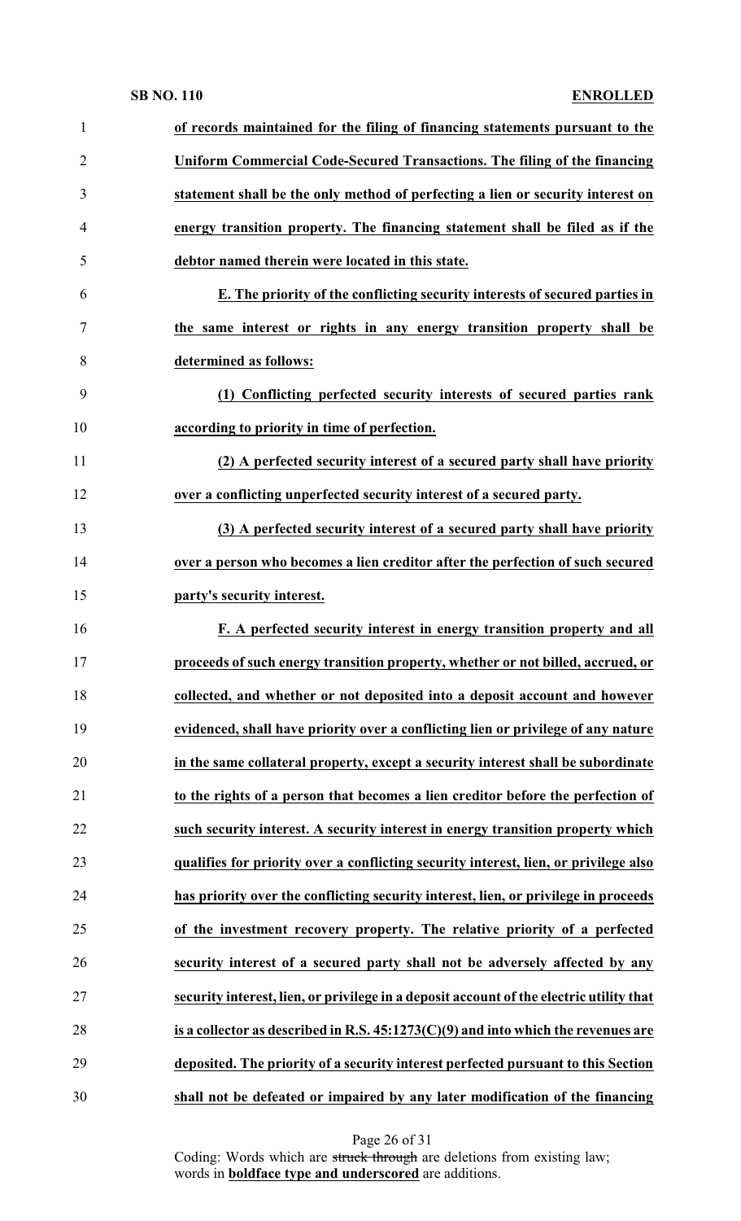**of records maintained for the filing of financing statements pursuant to the Uniform Commercial Code-Secured Transactions. The filing of the financing statement shall be the only method of perfecting a lien or security interest on energy transition property. The financing statement shall be filed as if the debtor named therein were located in this state.**

**E. The priority of the conflicting security interests of secured parties in the same interest or rights in any energy transition property shall be determined as follows:**

**(1) Conflicting perfected security interests of secured parties rank according to priority in time of perfection.**

**(2) A perfected security interest of a secured party shall have priority over a conflicting unperfected security interest of a secured party.**

**(3) A perfected security interest of a secured party shall have priority over a person who becomes a lien creditor after the perfection of such secured party's security interest.**

**F. A perfected security interest in energy transition property and all proceeds of such energy transition property, whether or not billed, accrued, or collected, and whether or not deposited into a deposit account and however evidenced, shall have priority over a conflicting lien or privilege of any nature in the same collateral property, except a security interest shall be subordinate to the rights of a person that becomes a lien creditor before the perfection of such security interest. A security interest in energy transition property which qualifies for priority over a conflicting security interest, lien, or privilege also has priority over the conflicting security interest, lien, or privilege in proceeds of the investment recovery property. The relative priority of a perfected security interest of a secured party shall not be adversely affected by any security interest, lien, or privilege in a deposit account of the electric utility that is a collector as described in R.S. 45:1273(C)(9) and into which the revenues are deposited. The priority of a security interest perfected pursuant to this Section shall not be defeated or impaired by any later modification of the financing**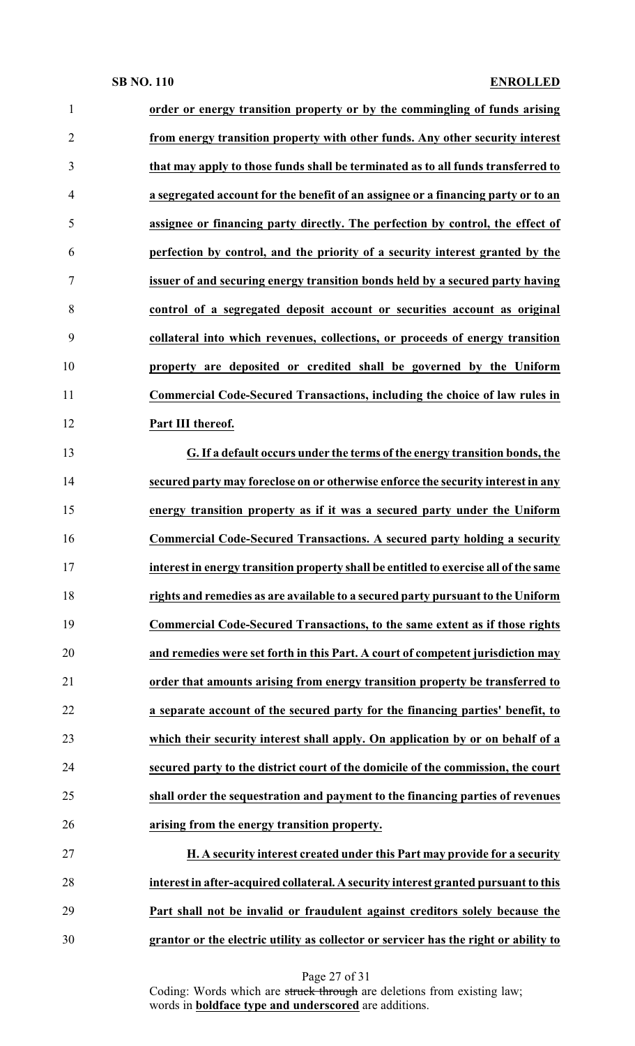**order or energy transition property or by the commingling of funds arising from energy transition property with other funds. Any other security interest that may apply to those funds shall be terminated as to all funds transferred to a segregated account for the benefit of an assignee or a financing party or to an assignee or financing party directly. The perfection by control, the effect of perfection by control, and the priority of a security interest granted by the issuer of and securing energy transition bonds held by a secured party having control of a segregated deposit account or securities account as original collateral into which revenues, collections, or proceeds of energy transition property are deposited or credited shall be governed by the Uniform Commercial Code-Secured Transactions, including the choice of law rules in Part III thereof.**

**G. If a default occurs under the terms of the energy transition bonds, the secured party may foreclose on or otherwise enforce the security interest in any energy transition property as if it was a secured party under the Uniform Commercial Code-Secured Transactions. A secured party holding a security interest in energy transition property shall be entitled to exercise all of the same rights and remedies as are available to a secured party pursuant to the Uniform Commercial Code-Secured Transactions, to the same extent as if those rights and remedies were set forth in this Part. A court of competent jurisdiction may order that amounts arising from energy transition property be transferred to a separate account of the secured party for the financing parties' benefit, to which their security interest shall apply. On application by or on behalf of a secured party to the district court of the domicile of the commission, the court shall order the sequestration and payment to the financing parties of revenues arising from the energy transition property.**

**H. A security interest created under this Part may provide for a security interest in after-acquired collateral. A security interest granted pursuant to this Part shall not be invalid or fraudulent against creditors solely because the grantor or the electric utility as collector or servicer has the right or ability to**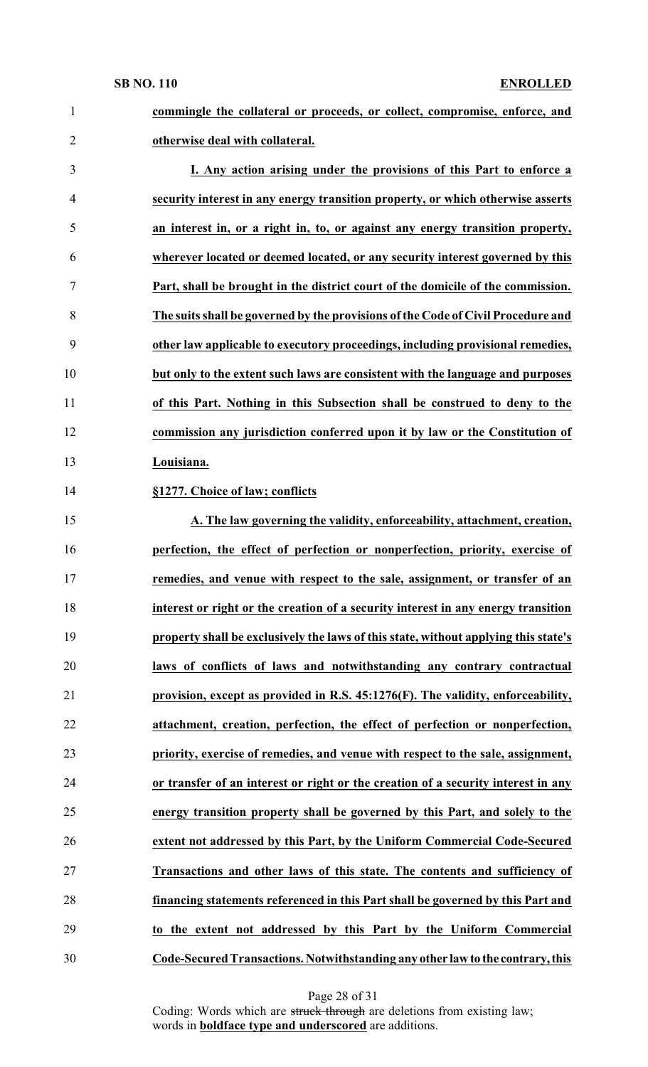**commingle the collateral or proceeds, or collect, compromise, enforce, and otherwise deal with collateral.**

**I. Any action arising under the provisions of this Part to enforce a security interest in any energy transition property, or which otherwise asserts an interest in, or a right in, to, or against any energy transition property, wherever located or deemed located, or any security interest governed by this Part, shall be brought in the district court of the domicile of the commission. The suits shall be governed by the provisions of the Code of Civil Procedure and other law applicable to executory proceedings, including provisional remedies, but only to the extent such laws are consistent with the language and purposes of this Part. Nothing in this Subsection shall be construed to deny to the commission any jurisdiction conferred upon it by law or the Constitution of Louisiana.**

**§1277. Choice of law; conflicts**

**A. The law governing the validity, enforceability, attachment, creation, perfection, the effect of perfection or nonperfection, priority, exercise of remedies, and venue with respect to the sale, assignment, or transfer of an interest or right or the creation of a security interest in any energy transition property shall be exclusively the laws of this state, without applying this state's laws of conflicts of laws and notwithstanding any contrary contractual provision, except as provided in R.S. 45:1276(F). The validity, enforceability, attachment, creation, perfection, the effect of perfection or nonperfection, priority, exercise of remedies, and venue with respect to the sale, assignment, or transfer of an interest or right or the creation of a security interest in any energy transition property shall be governed by this Part, and solely to the extent not addressed by this Part, by the Uniform Commercial Code-Secured Transactions and other laws of this state. The contents and sufficiency of financing statements referenced in this Part shall be governed by this Part and to the extent not addressed by this Part by the Uniform Commercial Code-Secured Transactions. Notwithstanding any other law to the contrary, this**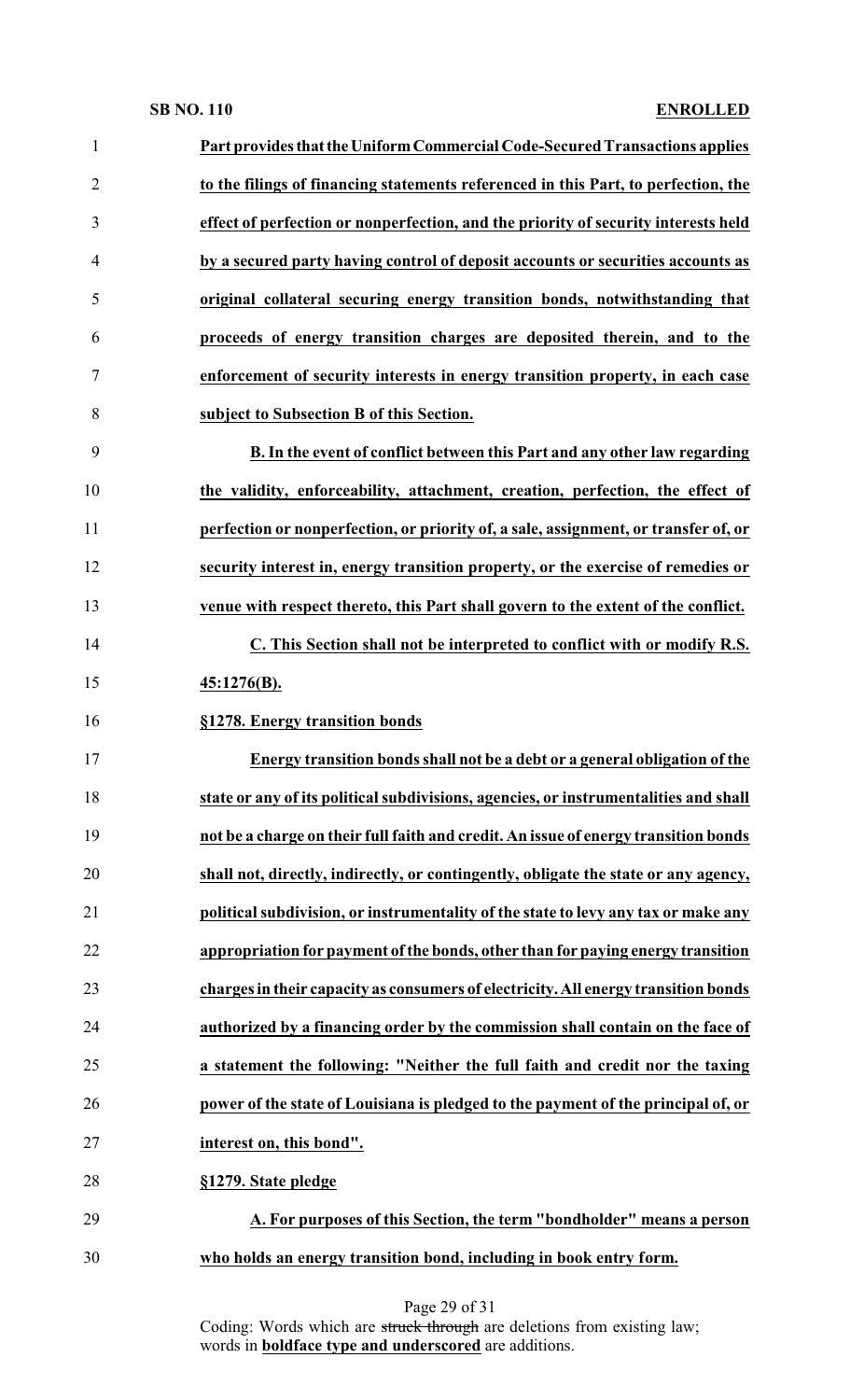**Part provides that the Uniform Commercial Code-Secured Transactions applies to the filings of financing statements referenced in this Part, to perfection, the effect of perfection or nonperfection, and the priority of security interests held by a secured party having control of deposit accounts or securities accounts as original collateral securing energy transition bonds, notwithstanding that proceeds of energy transition charges are deposited therein, and to the enforcement of security interests in energy transition property, in each case subject to Subsection B of this Section.**

**B. In the event of conflict between this Part and any other law regarding the validity, enforceability, attachment, creation, perfection, the effect of perfection or nonperfection, or priority of, a sale, assignment, or transfer of, or security interest in, energy transition property, or the exercise of remedies or venue with respect thereto, this Part shall govern to the extent of the conflict.**

**C. This Section shall not be interpreted to conflict with or modify R.S. 45:1276(B).**

**§1278. Energy transition bonds**

**Energy transition bonds shall not be a debt or a general obligation of the state or any of its political subdivisions, agencies, or instrumentalities and shall not be a charge on their full faith and credit. An issue of energy transition bonds shall not, directly, indirectly, or contingently, obligate the state or any agency, political subdivision, or instrumentality of the state to levy any tax or make any appropriation for payment of the bonds, other than for paying energy transition charges in their capacity as consumers of electricity. All energy transition bonds authorized by a financing order by the commission shall contain on the face of a statement the following: "Neither the full faith and credit nor the taxing power of the state of Louisiana is pledged to the payment of the principal of, or interest on, this bond".**

**§1279. State pledge**

**A. For purposes of this Section, the term "bondholder" means a person who holds an energy transition bond, including in book entry form.**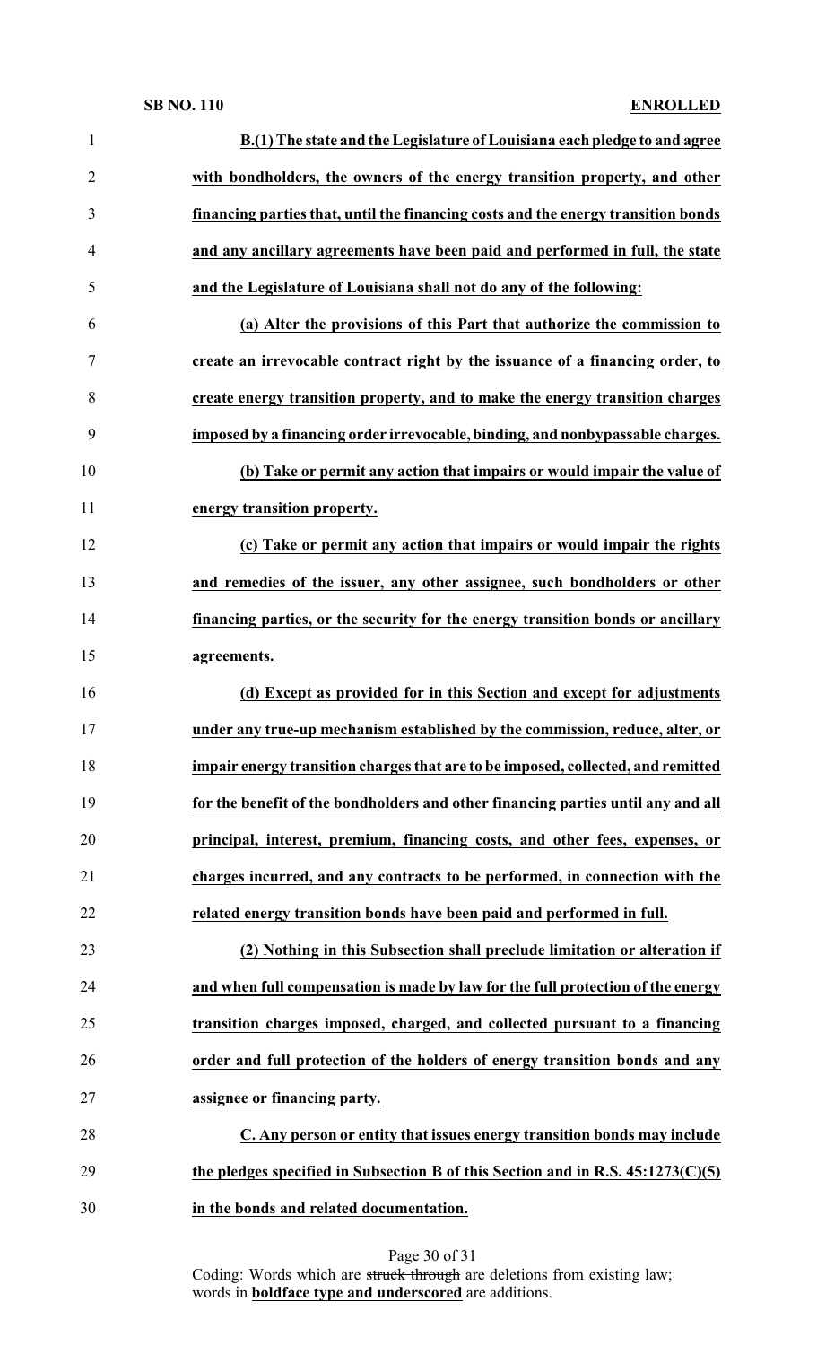**B.(1) The state and the Legislature of Louisiana each pledge to and agree with bondholders, the owners of the energy transition property, and other financing parties that, until the financing costs and the energy transition bonds and any ancillary agreements have been paid and performed in full, the state and the Legislature of Louisiana shall not do any of the following:**

**(a) Alter the provisions of this Part that authorize the commission to create an irrevocable contract right by the issuance of a financing order, to create energy transition property, and to make the energy transition charges imposed by a financing order irrevocable, binding, and nonbypassable charges.**

**(b) Take or permit any action that impairs or would impair the value of energy transition property.**

**(c) Take or permit any action that impairs or would impair the rights and remedies of the issuer, any other assignee, such bondholders or other financing parties, or the security for the energy transition bonds or ancillary agreements.**

**(d) Except as provided for in this Section and except for adjustments under any true-up mechanism established by the commission, reduce, alter, or impair energy transition charges that are to be imposed, collected, and remitted for the benefit of the bondholders and other financing parties until any and all principal, interest, premium, financing costs, and other fees, expenses, or charges incurred, and any contracts to be performed, in connection with the related energy transition bonds have been paid and performed in full.**

**(2) Nothing in this Subsection shall preclude limitation or alteration if and when full compensation is made by law for the full protection of the energy transition charges imposed, charged, and collected pursuant to a financing order and full protection of the holders of energy transition bonds and any assignee or financing party.**

**C. Any person or entity that issues energy transition bonds may include the pledges specified in Subsection B of this Section and in R.S. 45:1273(C)(5) in the bonds and related documentation.**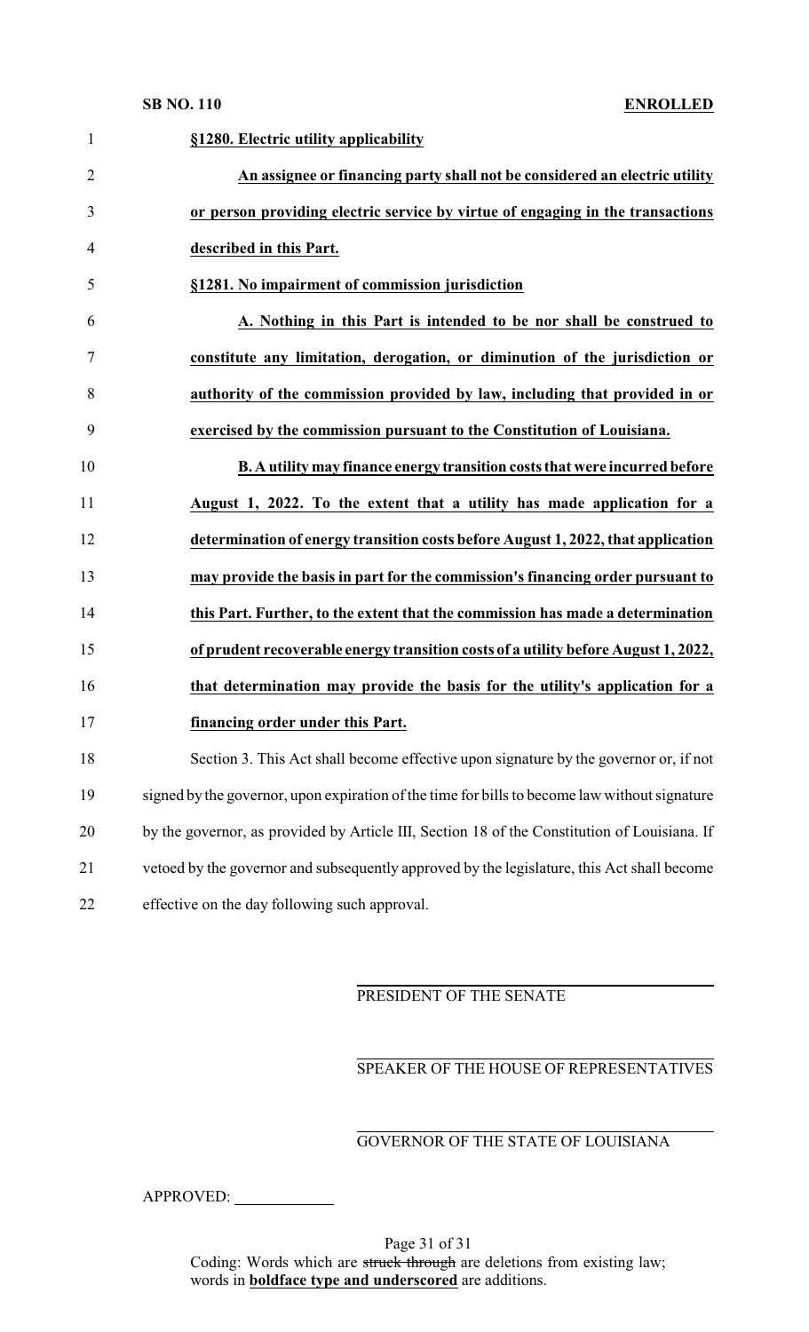**§1280. Electric utility applicability**

**An assignee or financing party shall not be considered an electric utility or person providing electric service by virtue of engaging in the transactions described in this Part.**

**§1281. No impairment of commission jurisdiction**

**A. Nothing in this Part is intended to be nor shall be construed to constitute any limitation, derogation, or diminution of the jurisdiction or authority of the commission provided by law, including that provided in or exercised by the commission pursuant to the Constitution of Louisiana.**

**B. A utility may finance energy transition costs that were incurred before August 1, 2022. To the extent that a utility has made application for a determination of energy transition costs before August 1, 2022, that application may provide the basis in part for the commission's financing order pursuant to this Part. Further, to the extent that the commission has made a determination of prudent recoverable energy transition costs of a utility before August 1, 2022, that determination may provide the basis for the utility's application for a financing order under this Part.**

Section 3. This Act shall become effective upon signature by the governor or, if not signed by the governor, upon expiration of the time for bills to become law without signature by the governor, as provided by Article III, Section 18 of the Constitution of Louisiana. If vetoed by the governor and subsequently approved by the legislature, this Act shall become effective on the day following such approval.

PRESIDENT OF THE SENATE

SPEAKER OF THE HOUSE OF REPRESENTATIVES

GOVERNOR OF THE STATE OF LOUISIANA

APPROVED: ____________

Coding: Words which are ~~struck through~~ are deletions from existing law; words in **boldface type and underscored** are additions.